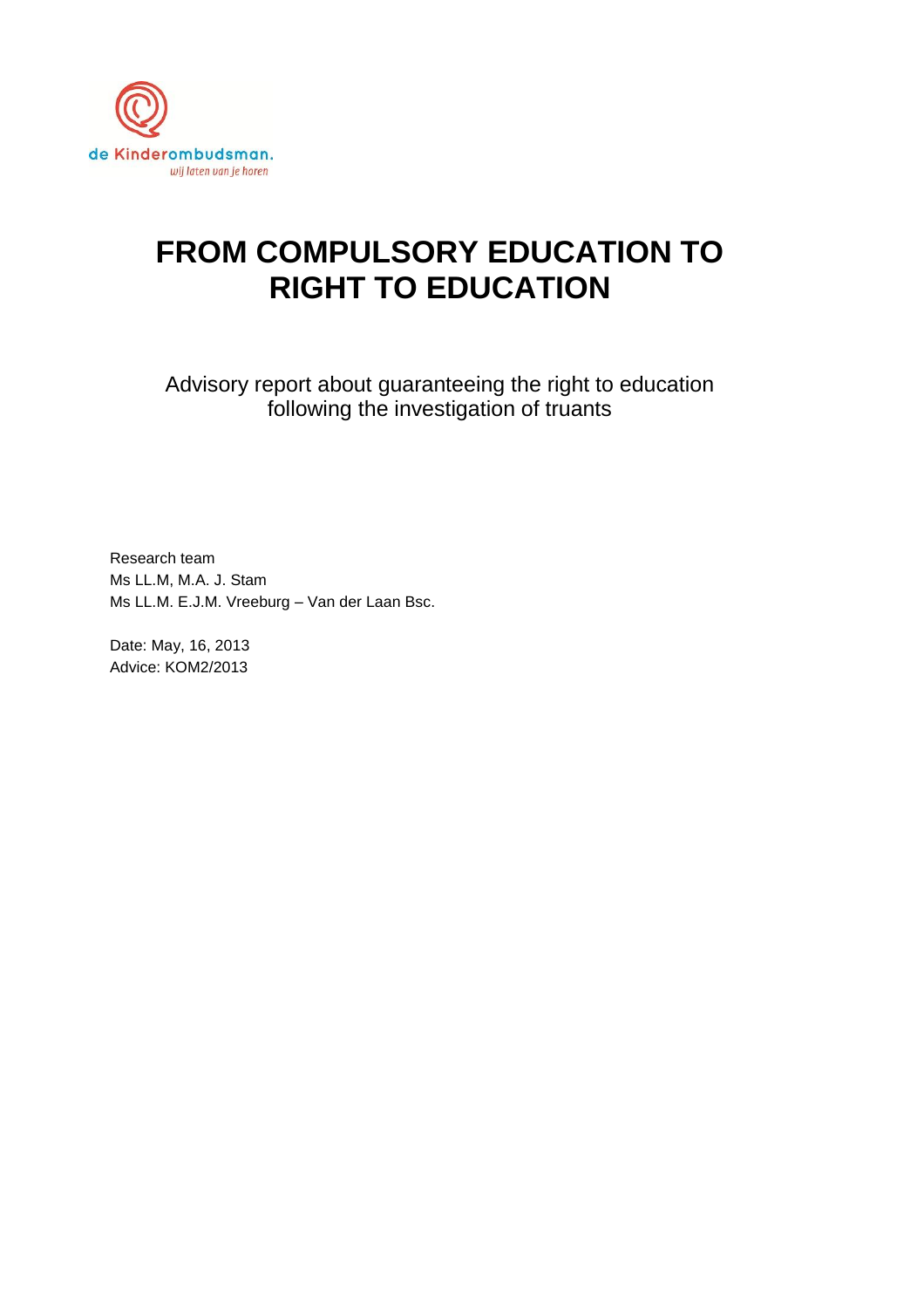de Kinderombudsman.
wij laten van je horen

# FROM COMPULSORY EDUCATION TO RIGHT TO EDUCATION

Advisory report about guaranteeing the right to education following the investigation of truants

Research team
Ms LL.M, M.A. J. Stam
Ms LL.M. E.J.M. Vreeburg – Van der Laan Bsc.

Date: May, 16, 2013
Advice: KOM2/2013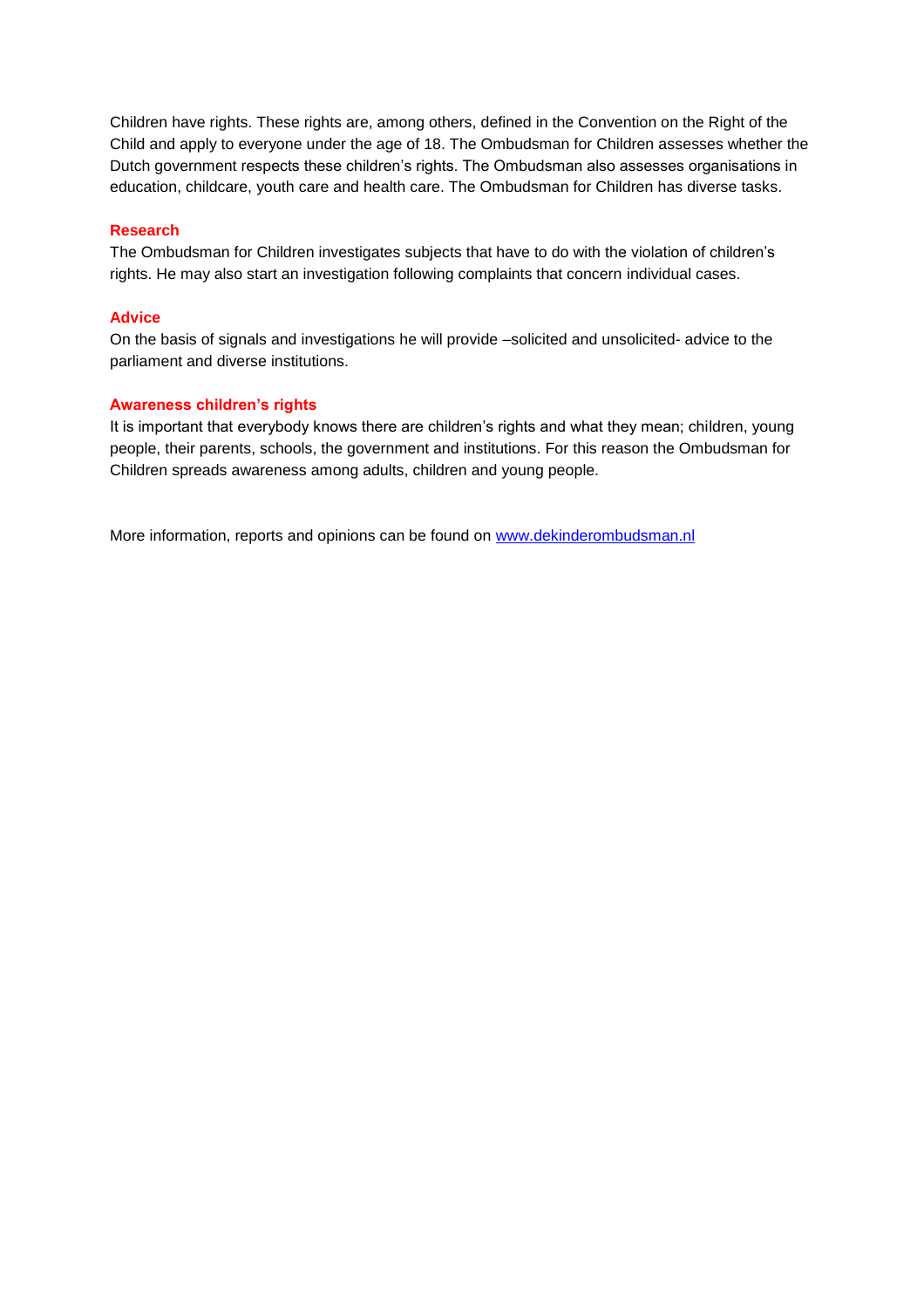Children have rights. These rights are, among others, defined in the Convention on the Right of the Child and apply to everyone under the age of 18. The Ombudsman for Children assesses whether the Dutch government respects these children's rights. The Ombudsman also assesses organisations in education, childcare, youth care and health care. The Ombudsman for Children has diverse tasks.

### Research

The Ombudsman for Children investigates subjects that have to do with the violation of children's rights. He may also start an investigation following complaints that concern individual cases.

### Advice

On the basis of signals and investigations he will provide –solicited and unsolicited- advice to the parliament and diverse institutions.

### Awareness children's rights

It is important that everybody knows there are children's rights and what they mean; children, young people, their parents, schools, the government and institutions. For this reason the Ombudsman for Children spreads awareness among adults, children and young people.

More information, reports and opinions can be found on [www.dekinderombudsman.nl](http://www.dekinderombudsman.nl)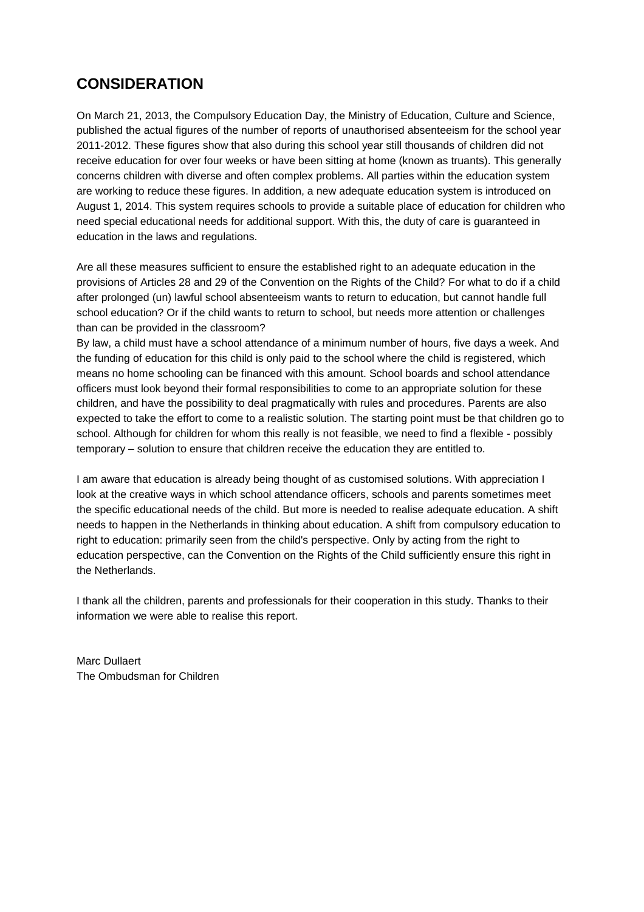## CONSIDERATION

On March 21, 2013, the Compulsory Education Day, the Ministry of Education, Culture and Science, published the actual figures of the number of reports of unauthorised absenteeism for the school year 2011-2012. These figures show that also during this school year still thousands of children did not receive education for over four weeks or have been sitting at home (known as truants). This generally concerns children with diverse and often complex problems. All parties within the education system are working to reduce these figures. In addition, a new adequate education system is introduced on August 1, 2014. This system requires schools to provide a suitable place of education for children who need special educational needs for additional support. With this, the duty of care is guaranteed in education in the laws and regulations.

Are all these measures sufficient to ensure the established right to an adequate education in the provisions of Articles 28 and 29 of the Convention on the Rights of the Child? For what to do if a child after prolonged (un) lawful school absenteeism wants to return to education, but cannot handle full school education? Or if the child wants to return to school, but needs more attention or challenges than can be provided in the classroom?

By law, a child must have a school attendance of a minimum number of hours, five days a week. And the funding of education for this child is only paid to the school where the child is registered, which means no home schooling can be financed with this amount. School boards and school attendance officers must look beyond their formal responsibilities to come to an appropriate solution for these children, and have the possibility to deal pragmatically with rules and procedures. Parents are also expected to take the effort to come to a realistic solution. The starting point must be that children go to school. Although for children for whom this really is not feasible, we need to find a flexible - possibly temporary – solution to ensure that children receive the education they are entitled to.

I am aware that education is already being thought of as customised solutions. With appreciation I look at the creative ways in which school attendance officers, schools and parents sometimes meet the specific educational needs of the child. But more is needed to realise adequate education. A shift needs to happen in the Netherlands in thinking about education. A shift from compulsory education to right to education: primarily seen from the child's perspective. Only by acting from the right to education perspective, can the Convention on the Rights of the Child sufficiently ensure this right in the Netherlands.

I thank all the children, parents and professionals for their cooperation in this study. Thanks to their information we were able to realise this report.

Marc Dullaert
The Ombudsman for Children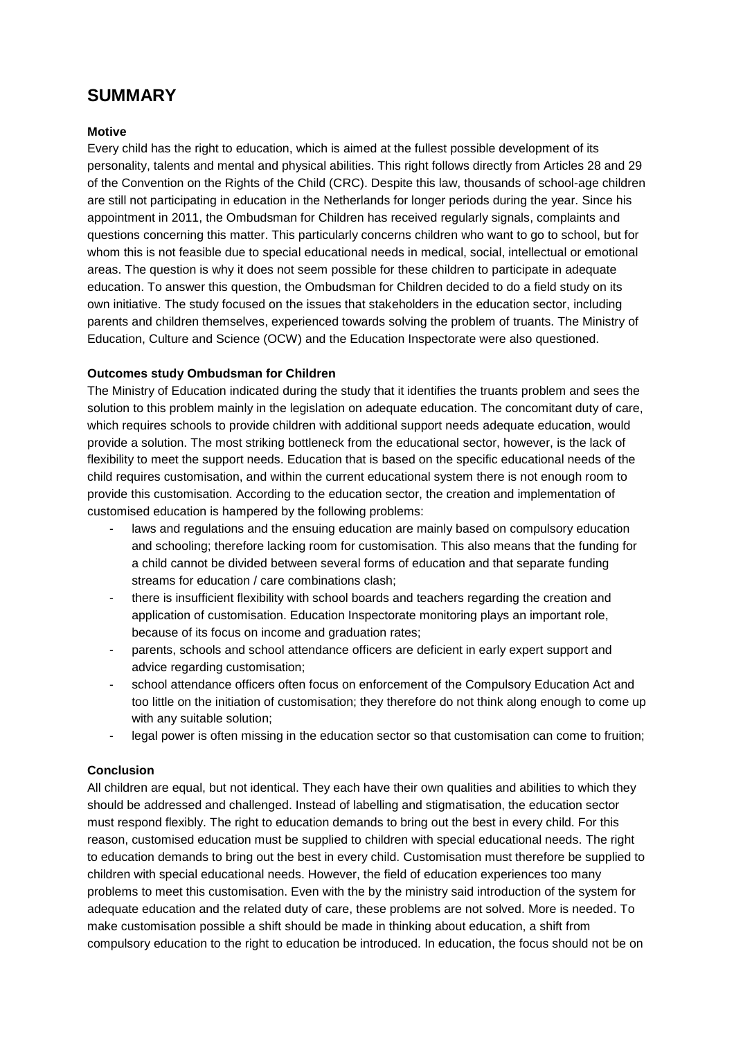# SUMMARY

**Motive**

Every child has the right to education, which is aimed at the fullest possible development of its personality, talents and mental and physical abilities. This right follows directly from Articles 28 and 29 of the Convention on the Rights of the Child (CRC). Despite this law, thousands of school-age children are still not participating in education in the Netherlands for longer periods during the year. Since his appointment in 2011, the Ombudsman for Children has received regularly signals, complaints and questions concerning this matter. This particularly concerns children who want to go to school, but for whom this is not feasible due to special educational needs in medical, social, intellectual or emotional areas. The question is why it does not seem possible for these children to participate in adequate education. To answer this question, the Ombudsman for Children decided to do a field study on its own initiative. The study focused on the issues that stakeholders in the education sector, including parents and children themselves, experienced towards solving the problem of truants. The Ministry of Education, Culture and Science (OCW) and the Education Inspectorate were also questioned.

**Outcomes study Ombudsman for Children**

The Ministry of Education indicated during the study that it identifies the truants problem and sees the solution to this problem mainly in the legislation on adequate education. The concomitant duty of care, which requires schools to provide children with additional support needs adequate education, would provide a solution. The most striking bottleneck from the educational sector, however, is the lack of flexibility to meet the support needs. Education that is based on the specific educational needs of the child requires customisation, and within the current educational system there is not enough room to provide this customisation. According to the education sector, the creation and implementation of customised education is hampered by the following problems:

- laws and regulations and the ensuing education are mainly based on compulsory education and schooling; therefore lacking room for customisation. This also means that the funding for a child cannot be divided between several forms of education and that separate funding streams for education / care combinations clash;
- there is insufficient flexibility with school boards and teachers regarding the creation and application of customisation. Education Inspectorate monitoring plays an important role, because of its focus on income and graduation rates;
- parents, schools and school attendance officers are deficient in early expert support and advice regarding customisation;
- school attendance officers often focus on enforcement of the Compulsory Education Act and too little on the initiation of customisation; they therefore do not think along enough to come up with any suitable solution;
- legal power is often missing in the education sector so that customisation can come to fruition;

**Conclusion**

All children are equal, but not identical. They each have their own qualities and abilities to which they should be addressed and challenged. Instead of labelling and stigmatisation, the education sector must respond flexibly. The right to education demands to bring out the best in every child. For this reason, customised education must be supplied to children with special educational needs. The right to education demands to bring out the best in every child. Customisation must therefore be supplied to children with special educational needs. However, the field of education experiences too many problems to meet this customisation. Even with the by the ministry said introduction of the system for adequate education and the related duty of care, these problems are not solved. More is needed. To make customisation possible a shift should be made in thinking about education, a shift from compulsory education to the right to education be introduced. In education, the focus should not be on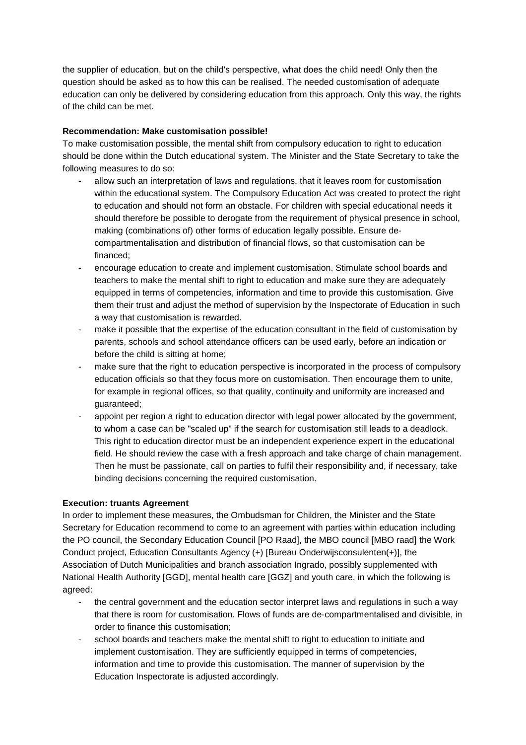the supplier of education, but on the child's perspective, what does the child need! Only then the question should be asked as to how this can be realised. The needed customisation of adequate education can only be delivered by considering education from this approach. Only this way, the rights of the child can be met.

**Recommendation: Make customisation possible!**

To make customisation possible, the mental shift from compulsory education to right to education should be done within the Dutch educational system. The Minister and the State Secretary to take the following measures to do so:

- allow such an interpretation of laws and regulations, that it leaves room for customisation within the educational system. The Compulsory Education Act was created to protect the right to education and should not form an obstacle. For children with special educational needs it should therefore be possible to derogate from the requirement of physical presence in school, making (combinations of) other forms of education legally possible. Ensure de-compartmentalisation and distribution of financial flows, so that customisation can be financed;
- encourage education to create and implement customisation. Stimulate school boards and teachers to make the mental shift to right to education and make sure they are adequately equipped in terms of competencies, information and time to provide this customisation. Give them their trust and adjust the method of supervision by the Inspectorate of Education in such a way that customisation is rewarded.
- make it possible that the expertise of the education consultant in the field of customisation by parents, schools and school attendance officers can be used early, before an indication or before the child is sitting at home;
- make sure that the right to education perspective is incorporated in the process of compulsory education officials so that they focus more on customisation. Then encourage them to unite, for example in regional offices, so that quality, continuity and uniformity are increased and guaranteed;
- appoint per region a right to education director with legal power allocated by the government, to whom a case can be "scaled up" if the search for customisation still leads to a deadlock. This right to education director must be an independent experience expert in the educational field. He should review the case with a fresh approach and take charge of chain management. Then he must be passionate, call on parties to fulfil their responsibility and, if necessary, take binding decisions concerning the required customisation.

**Execution: truants Agreement**

In order to implement these measures, the Ombudsman for Children, the Minister and the State Secretary for Education recommend to come to an agreement with parties within education including the PO council, the Secondary Education Council [PO Raad], the MBO council [MBO raad] the Work Conduct project, Education Consultants Agency (+) [Bureau Onderwijsconsulenten(+)], the Association of Dutch Municipalities and branch association Ingrado, possibly supplemented with National Health Authority [GGD], mental health care [GGZ] and youth care, in which the following is agreed:

- the central government and the education sector interpret laws and regulations in such a way that there is room for customisation. Flows of funds are de-compartmentalised and divisible, in order to finance this customisation;
- school boards and teachers make the mental shift to right to education to initiate and implement customisation. They are sufficiently equipped in terms of competencies, information and time to provide this customisation. The manner of supervision by the Education Inspectorate is adjusted accordingly.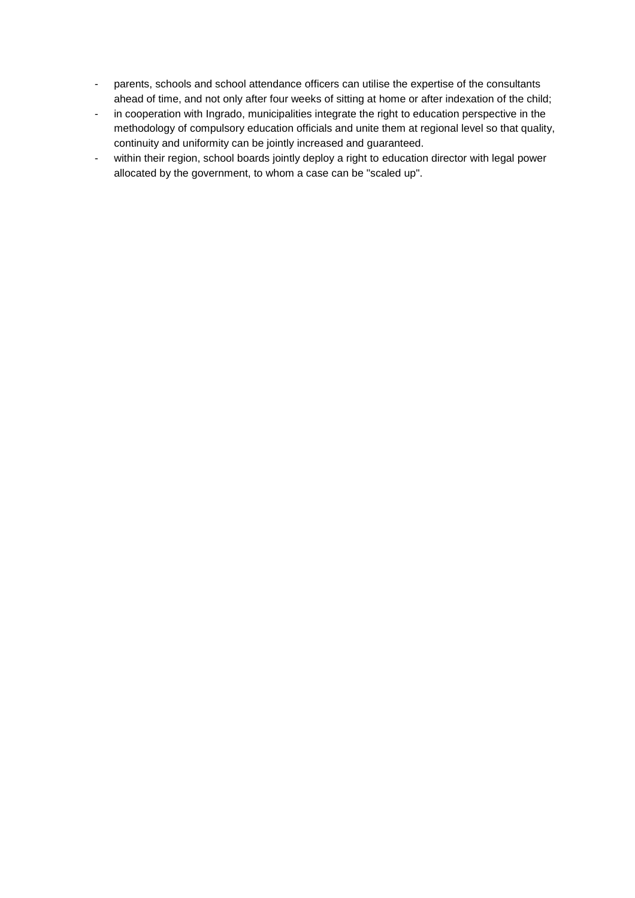- parents, schools and school attendance officers can utilise the expertise of the consultants ahead of time, and not only after four weeks of sitting at home or after indexation of the child;
- in cooperation with Ingrado, municipalities integrate the right to education perspective in the methodology of compulsory education officials and unite them at regional level so that quality, continuity and uniformity can be jointly increased and guaranteed.
- within their region, school boards jointly deploy a right to education director with legal power allocated by the government, to whom a case can be "scaled up".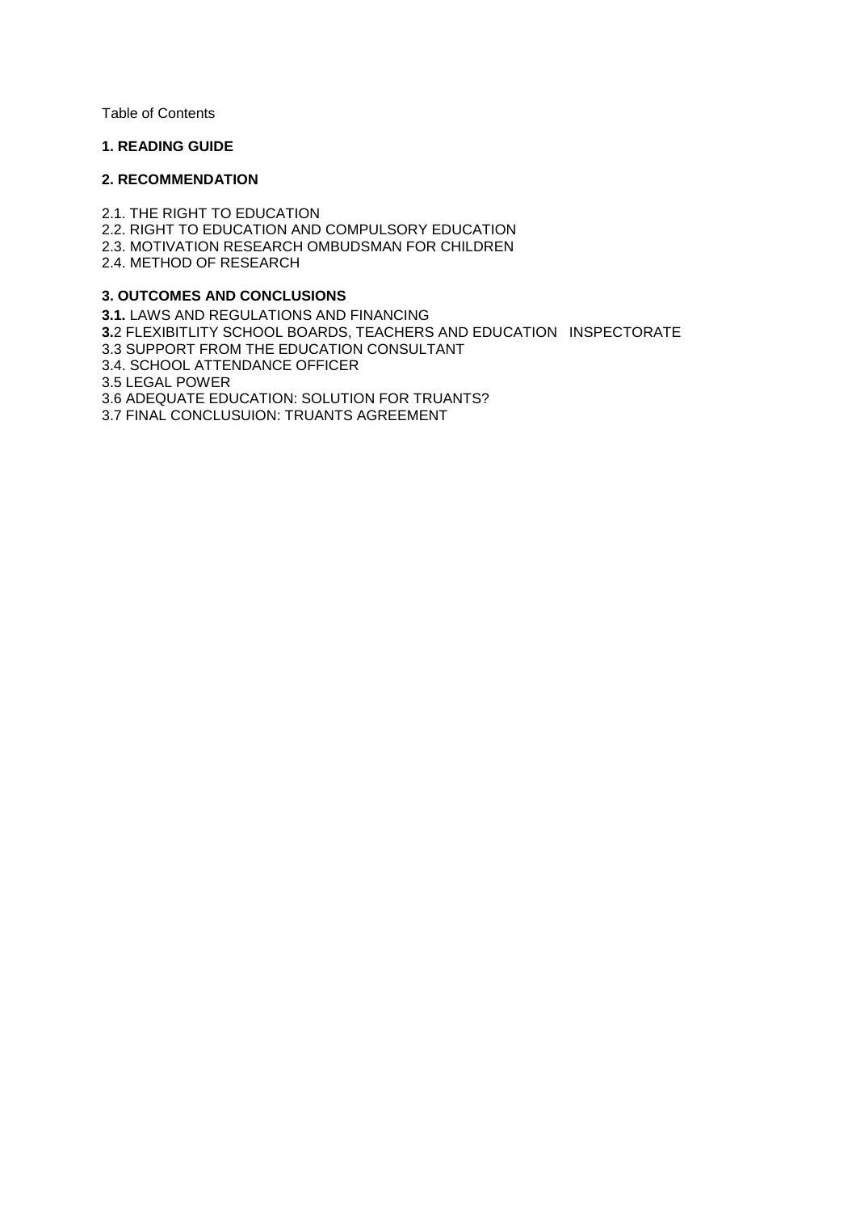Table of Contents

**1. READING GUIDE**

**2. RECOMMENDATION**

2.1. THE RIGHT TO EDUCATION
2.2. RIGHT TO EDUCATION AND COMPULSORY EDUCATION
2.3. MOTIVATION RESEARCH OMBUDSMAN FOR CHILDREN
2.4. METHOD OF RESEARCH

**3. OUTCOMES AND CONCLUSIONS**

**3.1.** LAWS AND REGULATIONS AND FINANCING
**3.**2 FLEXIBITLITY SCHOOL BOARDS, TEACHERS AND EDUCATION INSPECTORATE
3.3 SUPPORT FROM THE EDUCATION CONSULTANT
3.4. SCHOOL ATTENDANCE OFFICER
3.5 LEGAL POWER
3.6 ADEQUATE EDUCATION: SOLUTION FOR TRUANTS?
3.7 FINAL CONCLUSUION: TRUANTS AGREEMENT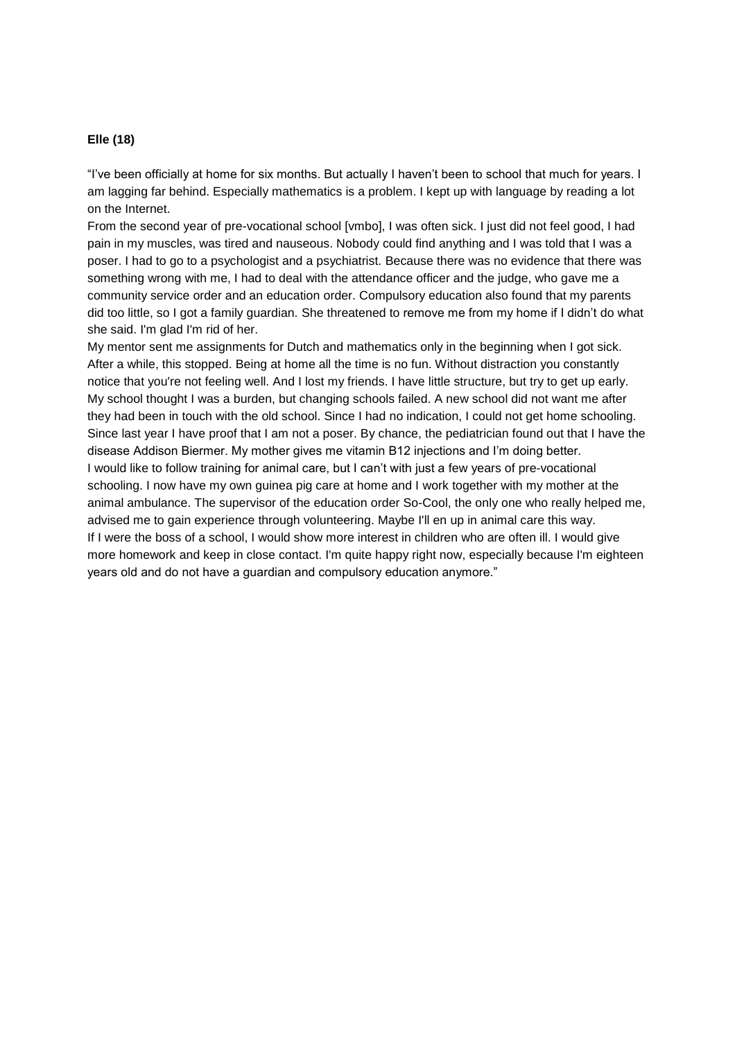**Elle (18)**

“I’ve been officially at home for six months. But actually I haven’t been to school that much for years. I am lagging far behind. Especially mathematics is a problem. I kept up with language by reading a lot on the Internet.

From the second year of pre-vocational school [vmbo], I was often sick. I just did not feel good, I had pain in my muscles, was tired and nauseous. Nobody could find anything and I was told that I was a poser. I had to go to a psychologist and a psychiatrist. Because there was no evidence that there was something wrong with me, I had to deal with the attendance officer and the judge, who gave me a community service order and an education order. Compulsory education also found that my parents did too little, so I got a family guardian. She threatened to remove me from my home if I didn’t do what she said. I'm glad I'm rid of her.

My mentor sent me assignments for Dutch and mathematics only in the beginning when I got sick. After a while, this stopped. Being at home all the time is no fun. Without distraction you constantly notice that you're not feeling well. And I lost my friends. I have little structure, but try to get up early. My school thought I was a burden, but changing schools failed. A new school did not want me after they had been in touch with the old school. Since I had no indication, I could not get home schooling. Since last year I have proof that I am not a poser. By chance, the pediatrician found out that I have the disease Addison Biermer. My mother gives me vitamin B12 injections and I’m doing better.

I would like to follow training for animal care, but I can’t with just a few years of pre-vocational schooling. I now have my own guinea pig care at home and I work together with my mother at the animal ambulance. The supervisor of the education order So-Cool, the only one who really helped me, advised me to gain experience through volunteering. Maybe I'll en up in animal care this way.

If I were the boss of a school, I would show more interest in children who are often ill. I would give more homework and keep in close contact. I'm quite happy right now, especially because I'm eighteen years old and do not have a guardian and compulsory education anymore.”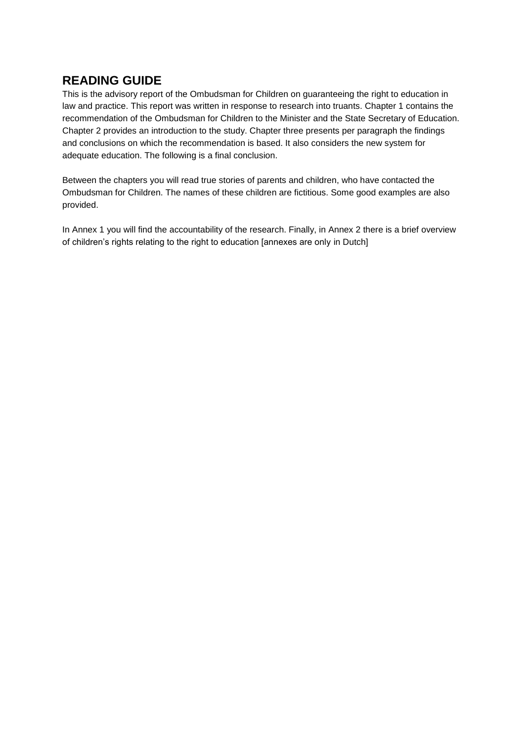## READING GUIDE

This is the advisory report of the Ombudsman for Children on guaranteeing the right to education in law and practice. This report was written in response to research into truants. Chapter 1 contains the recommendation of the Ombudsman for Children to the Minister and the State Secretary of Education. Chapter 2 provides an introduction to the study. Chapter three presents per paragraph the findings and conclusions on which the recommendation is based. It also considers the new system for adequate education. The following is a final conclusion.

Between the chapters you will read true stories of parents and children, who have contacted the Ombudsman for Children. The names of these children are fictitious. Some good examples are also provided.

In Annex 1 you will find the accountability of the research. Finally, in Annex 2 there is a brief overview of children's rights relating to the right to education [annexes are only in Dutch]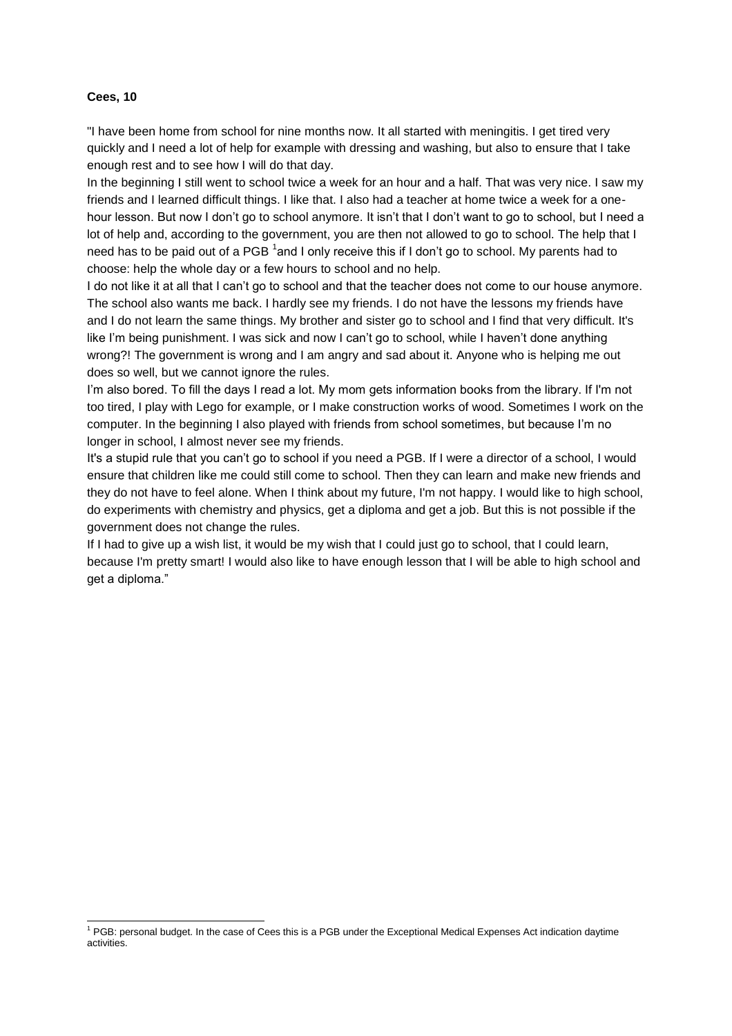**Cees, 10**

"I have been home from school for nine months now. It all started with meningitis. I get tired very quickly and I need a lot of help for example with dressing and washing, but also to ensure that I take enough rest and to see how I will do that day.

In the beginning I still went to school twice a week for an hour and a half. That was very nice. I saw my friends and I learned difficult things. I like that. I also had a teacher at home twice a week for a one-hour lesson. But now I don't go to school anymore. It isn't that I don't want to go to school, but I need a lot of help and, according to the government, you are then not allowed to go to school. The help that I need has to be paid out of a PGB [1]and I only receive this if I don't go to school. My parents had to choose: help the whole day or a few hours to school and no help.

I do not like it at all that I can't go to school and that the teacher does not come to our house anymore. The school also wants me back. I hardly see my friends. I do not have the lessons my friends have and I do not learn the same things. My brother and sister go to school and I find that very difficult. It's like I'm being punishment. I was sick and now I can't go to school, while I haven't done anything wrong?! The government is wrong and I am angry and sad about it. Anyone who is helping me out does so well, but we cannot ignore the rules.

I'm also bored. To fill the days I read a lot. My mom gets information books from the library. If I'm not too tired, I play with Lego for example, or I make construction works of wood. Sometimes I work on the computer. In the beginning I also played with friends from school sometimes, but because I'm no longer in school, I almost never see my friends.

It's a stupid rule that you can't go to school if you need a PGB. If I were a director of a school, I would ensure that children like me could still come to school. Then they can learn and make new friends and they do not have to feel alone. When I think about my future, I'm not happy. I would like to high school, do experiments with chemistry and physics, get a diploma and get a job. But this is not possible if the government does not change the rules.

If I had to give up a wish list, it would be my wish that I could just go to school, that I could learn, because I'm pretty smart! I would also like to have enough lesson that I will be able to high school and get a diploma."

---

[1] PGB: personal budget. In the case of Cees this is a PGB under the Exceptional Medical Expenses Act indication daytime activities.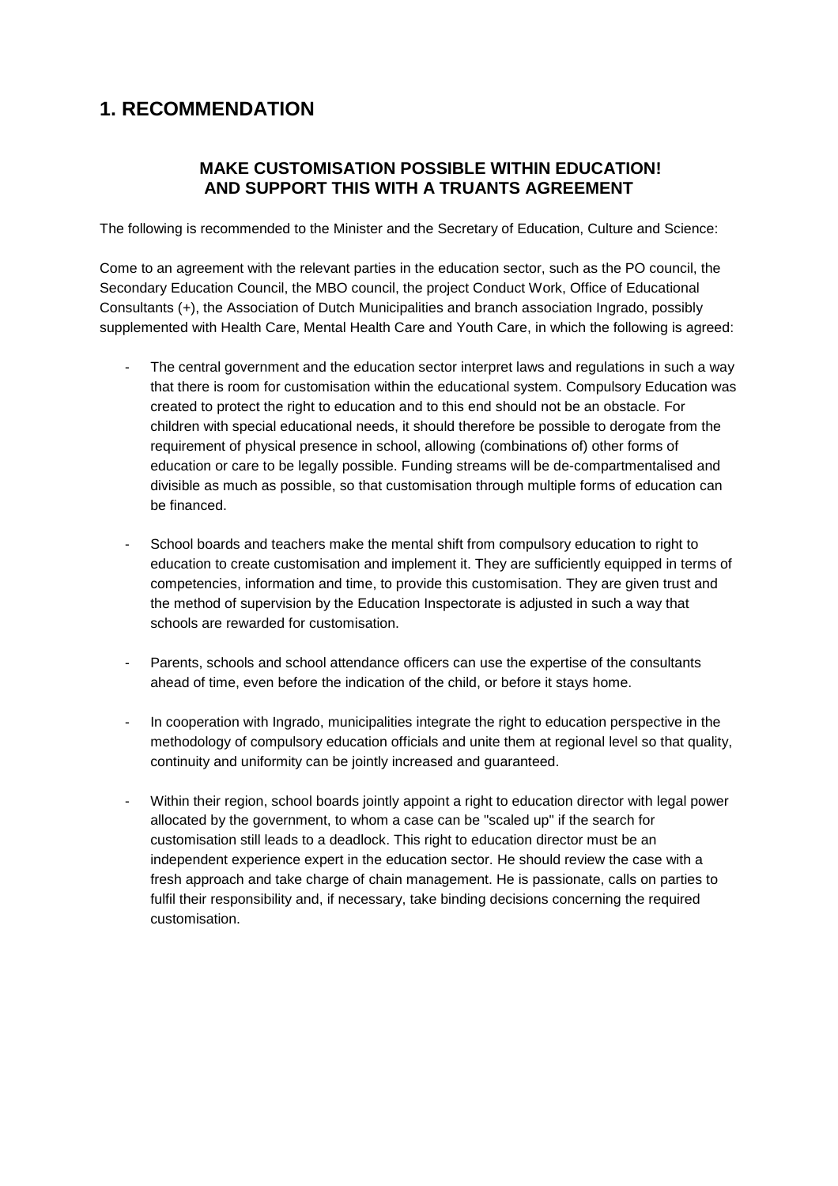## 1. RECOMMENDATION

### MAKE CUSTOMISATION POSSIBLE WITHIN EDUCATION! AND SUPPORT THIS WITH A TRUANTS AGREEMENT

The following is recommended to the Minister and the Secretary of Education, Culture and Science:

Come to an agreement with the relevant parties in the education sector, such as the PO council, the Secondary Education Council, the MBO council, the project Conduct Work, Office of Educational Consultants (+), the Association of Dutch Municipalities and branch association Ingrado, possibly supplemented with Health Care, Mental Health Care and Youth Care, in which the following is agreed:

- The central government and the education sector interpret laws and regulations in such a way that there is room for customisation within the educational system. Compulsory Education was created to protect the right to education and to this end should not be an obstacle. For children with special educational needs, it should therefore be possible to derogate from the requirement of physical presence in school, allowing (combinations of) other forms of education or care to be legally possible. Funding streams will be de-compartmentalised and divisible as much as possible, so that customisation through multiple forms of education can be financed.

- School boards and teachers make the mental shift from compulsory education to right to education to create customisation and implement it. They are sufficiently equipped in terms of competencies, information and time, to provide this customisation. They are given trust and the method of supervision by the Education Inspectorate is adjusted in such a way that schools are rewarded for customisation.

- Parents, schools and school attendance officers can use the expertise of the consultants ahead of time, even before the indication of the child, or before it stays home.

- In cooperation with Ingrado, municipalities integrate the right to education perspective in the methodology of compulsory education officials and unite them at regional level so that quality, continuity and uniformity can be jointly increased and guaranteed.

- Within their region, school boards jointly appoint a right to education director with legal power allocated by the government, to whom a case can be "scaled up" if the search for customisation still leads to a deadlock. This right to education director must be an independent experience expert in the education sector. He should review the case with a fresh approach and take charge of chain management. He is passionate, calls on parties to fulfil their responsibility and, if necessary, take binding decisions concerning the required customisation.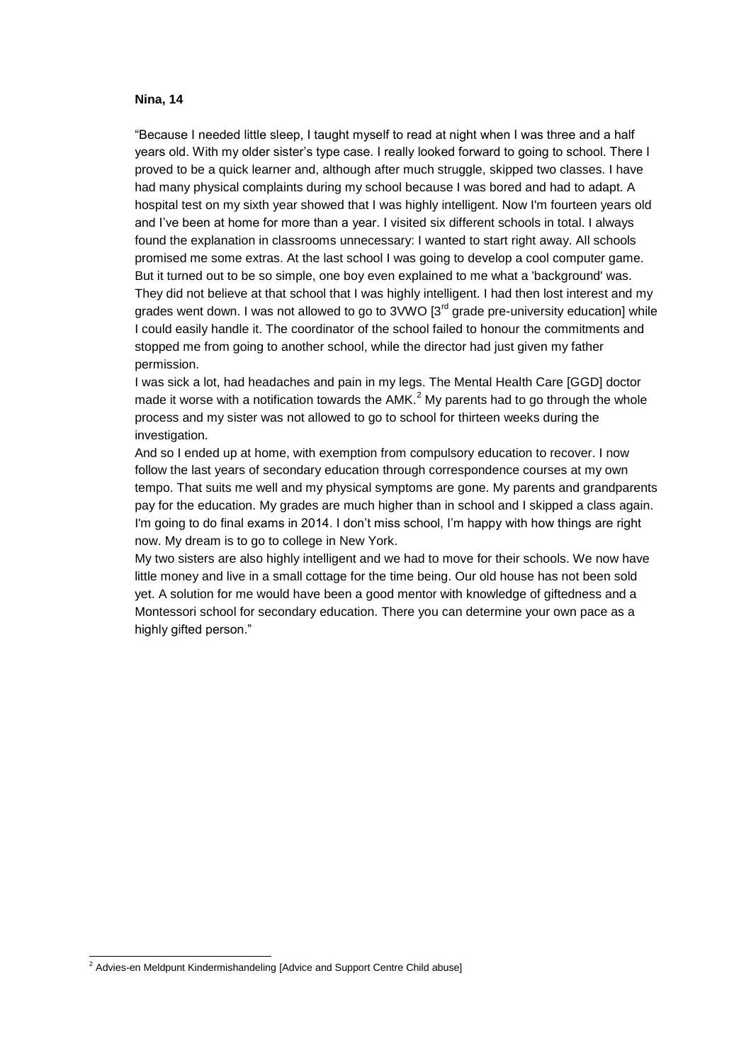**Nina, 14**

"Because I needed little sleep, I taught myself to read at night when I was three and a half years old. With my older sister's type case. I really looked forward to going to school. There I proved to be a quick learner and, although after much struggle, skipped two classes. I have had many physical complaints during my school because I was bored and had to adapt. A hospital test on my sixth year showed that I was highly intelligent. Now I'm fourteen years old and I've been at home for more than a year. I visited six different schools in total. I always found the explanation in classrooms unnecessary: I wanted to start right away. All schools promised me some extras. At the last school I was going to develop a cool computer game. But it turned out to be so simple, one boy even explained to me what a 'background' was. They did not believe at that school that I was highly intelligent. I had then lost interest and my grades went down. I was not allowed to go to 3VWO [3rd grade pre-university education] while I could easily handle it. The coordinator of the school failed to honour the commitments and stopped me from going to another school, while the director had just given my father permission.

I was sick a lot, had headaches and pain in my legs. The Mental Health Care [GGD] doctor made it worse with a notification towards the AMK.[2] My parents had to go through the whole process and my sister was not allowed to go to school for thirteen weeks during the investigation.

And so I ended up at home, with exemption from compulsory education to recover. I now follow the last years of secondary education through correspondence courses at my own tempo. That suits me well and my physical symptoms are gone. My parents and grandparents pay for the education. My grades are much higher than in school and I skipped a class again. I'm going to do final exams in 2014. I don't miss school, I'm happy with how things are right now. My dream is to go to college in New York.

My two sisters are also highly intelligent and we had to move for their schools. We now have little money and live in a small cottage for the time being. Our old house has not been sold yet. A solution for me would have been a good mentor with knowledge of giftedness and a Montessori school for secondary education. There you can determine your own pace as a highly gifted person."

---

[2] Advies-en Meldpunt Kindermishandeling [Advice and Support Centre Child abuse]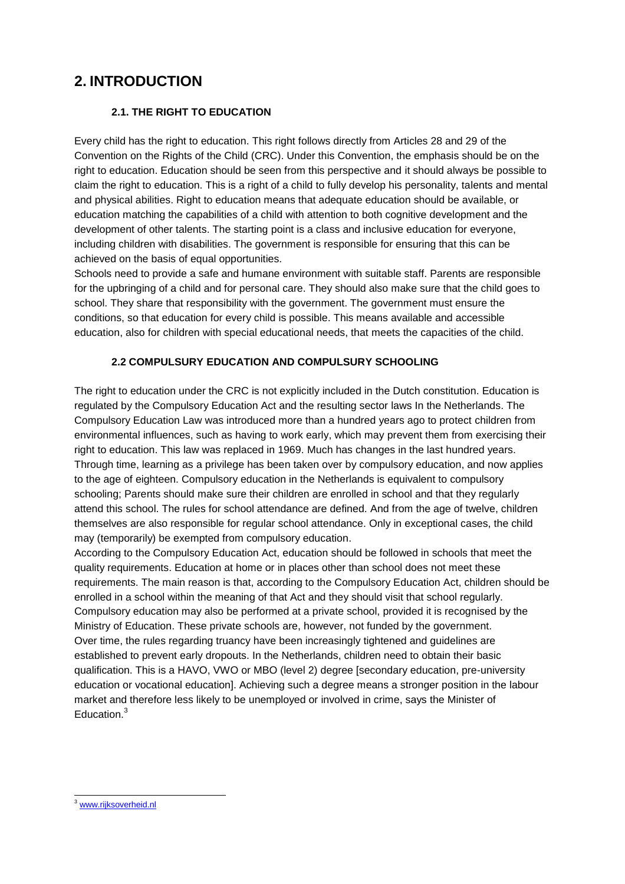# 2. INTRODUCTION

### 2.1. THE RIGHT TO EDUCATION

Every child has the right to education. This right follows directly from Articles 28 and 29 of the Convention on the Rights of the Child (CRC). Under this Convention, the emphasis should be on the right to education. Education should be seen from this perspective and it should always be possible to claim the right to education. This is a right of a child to fully develop his personality, talents and mental and physical abilities. Right to education means that adequate education should be available, or education matching the capabilities of a child with attention to both cognitive development and the development of other talents. The starting point is a class and inclusive education for everyone, including children with disabilities. The government is responsible for ensuring that this can be achieved on the basis of equal opportunities.

Schools need to provide a safe and humane environment with suitable staff. Parents are responsible for the upbringing of a child and for personal care. They should also make sure that the child goes to school. They share that responsibility with the government. The government must ensure the conditions, so that education for every child is possible. This means available and accessible education, also for children with special educational needs, that meets the capacities of the child.

### 2.2 COMPULSURY EDUCATION AND COMPULSURY SCHOOLING

The right to education under the CRC is not explicitly included in the Dutch constitution. Education is regulated by the Compulsory Education Act and the resulting sector laws In the Netherlands. The Compulsory Education Law was introduced more than a hundred years ago to protect children from environmental influences, such as having to work early, which may prevent them from exercising their right to education. This law was replaced in 1969. Much has changes in the last hundred years. Through time, learning as a privilege has been taken over by compulsory education, and now applies to the age of eighteen. Compulsory education in the Netherlands is equivalent to compulsory schooling; Parents should make sure their children are enrolled in school and that they regularly attend this school. The rules for school attendance are defined. And from the age of twelve, children themselves are also responsible for regular school attendance. Only in exceptional cases, the child may (temporarily) be exempted from compulsory education.

According to the Compulsory Education Act, education should be followed in schools that meet the quality requirements. Education at home or in places other than school does not meet these requirements. The main reason is that, according to the Compulsory Education Act, children should be enrolled in a school within the meaning of that Act and they should visit that school regularly. Compulsory education may also be performed at a private school, provided it is recognised by the Ministry of Education. These private schools are, however, not funded by the government.

Over time, the rules regarding truancy have been increasingly tightened and guidelines are established to prevent early dropouts. In the Netherlands, children need to obtain their basic qualification. This is a HAVO, VWO or MBO (level 2) degree [secondary education, pre-university education or vocational education]. Achieving such a degree means a stronger position in the labour market and therefore less likely to be unemployed or involved in crime, says the Minister of Education.[3]

---

[3] www.rijksoverheid.nl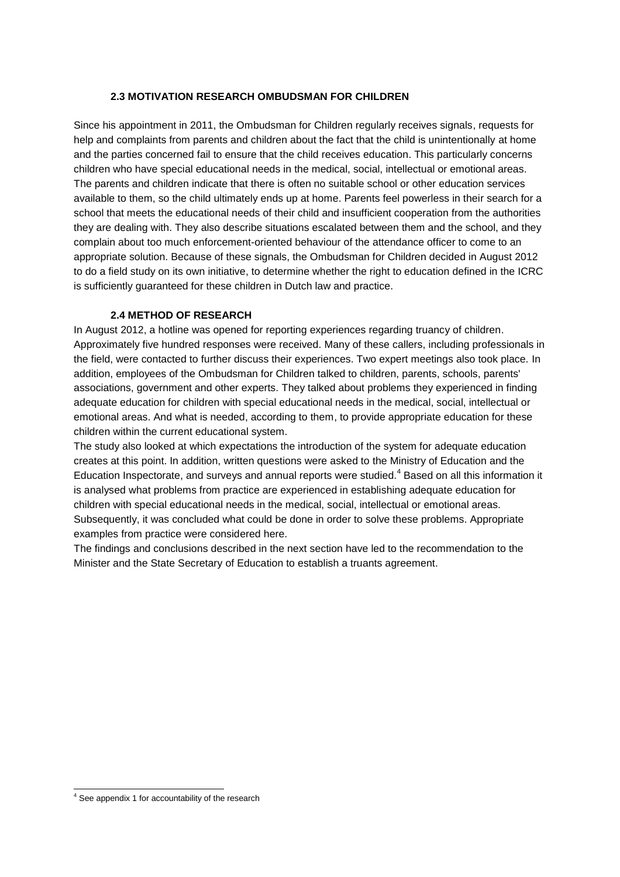### 2.3 MOTIVATION RESEARCH OMBUDSMAN FOR CHILDREN

Since his appointment in 2011, the Ombudsman for Children regularly receives signals, requests for help and complaints from parents and children about the fact that the child is unintentionally at home and the parties concerned fail to ensure that the child receives education. This particularly concerns children who have special educational needs in the medical, social, intellectual or emotional areas. The parents and children indicate that there is often no suitable school or other education services available to them, so the child ultimately ends up at home. Parents feel powerless in their search for a school that meets the educational needs of their child and insufficient cooperation from the authorities they are dealing with. They also describe situations escalated between them and the school, and they complain about too much enforcement-oriented behaviour of the attendance officer to come to an appropriate solution. Because of these signals, the Ombudsman for Children decided in August 2012 to do a field study on its own initiative, to determine whether the right to education defined in the ICRC is sufficiently guaranteed for these children in Dutch law and practice.

### 2.4 METHOD OF RESEARCH

In August 2012, a hotline was opened for reporting experiences regarding truancy of children. Approximately five hundred responses were received. Many of these callers, including professionals in the field, were contacted to further discuss their experiences. Two expert meetings also took place. In addition, employees of the Ombudsman for Children talked to children, parents, schools, parents' associations, government and other experts. They talked about problems they experienced in finding adequate education for children with special educational needs in the medical, social, intellectual or emotional areas. And what is needed, according to them, to provide appropriate education for these children within the current educational system.

The study also looked at which expectations the introduction of the system for adequate education creates at this point. In addition, written questions were asked to the Ministry of Education and the Education Inspectorate, and surveys and annual reports were studied.[4] Based on all this information it is analysed what problems from practice are experienced in establishing adequate education for children with special educational needs in the medical, social, intellectual or emotional areas. Subsequently, it was concluded what could be done in order to solve these problems. Appropriate examples from practice were considered here.

The findings and conclusions described in the next section have led to the recommendation to the Minister and the State Secretary of Education to establish a truants agreement.

---

[4] See appendix 1 for accountability of the research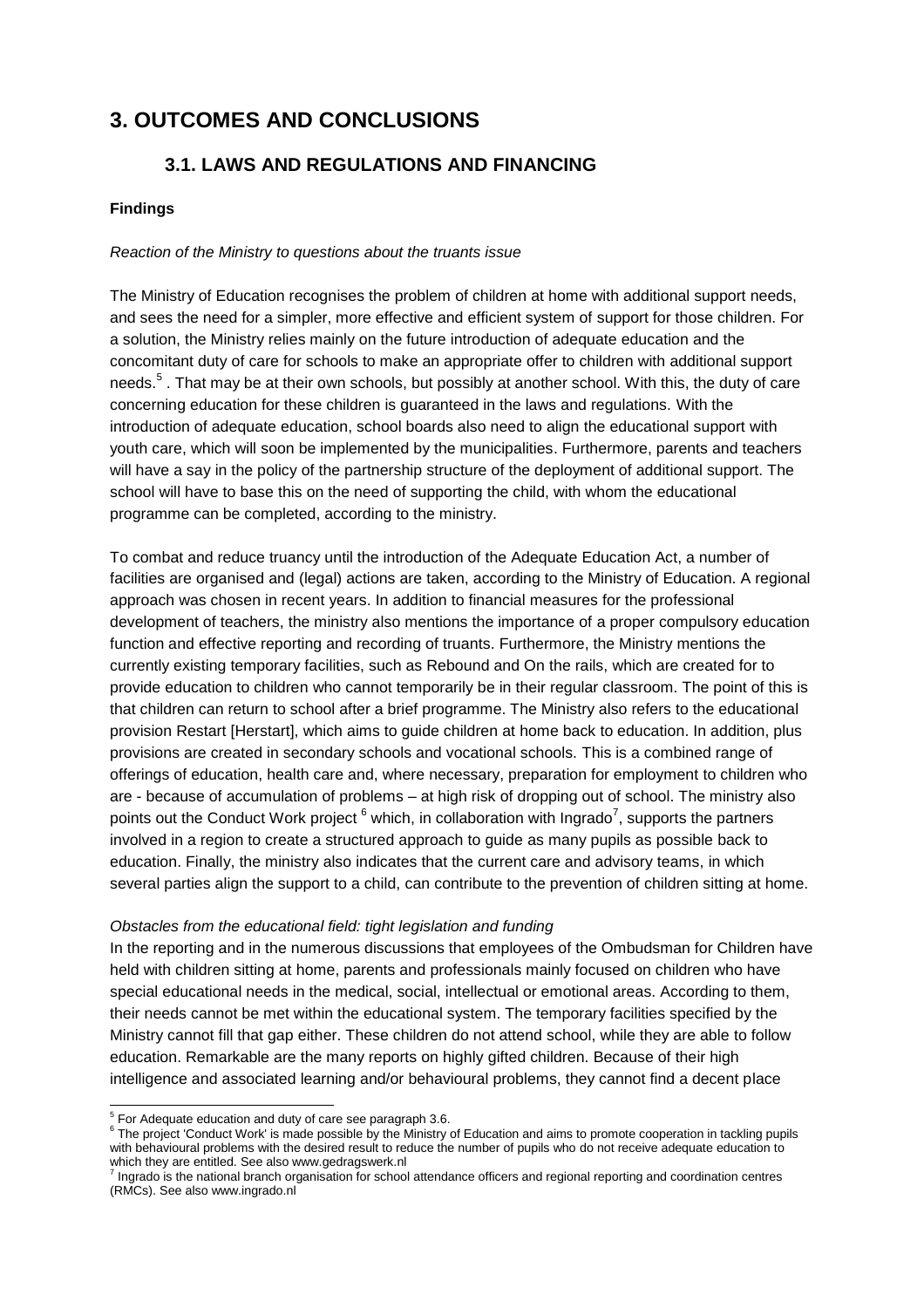# 3. OUTCOMES AND CONCLUSIONS

## 3.1. LAWS AND REGULATIONS AND FINANCING

**Findings**

*Reaction of the Ministry to questions about the truants issue*

The Ministry of Education recognises the problem of children at home with additional support needs, and sees the need for a simpler, more effective and efficient system of support for those children. For a solution, the Ministry relies mainly on the future introduction of adequate education and the concomitant duty of care for schools to make an appropriate offer to children with additional support needs.[5] . That may be at their own schools, but possibly at another school. With this, the duty of care concerning education for these children is guaranteed in the laws and regulations. With the introduction of adequate education, school boards also need to align the educational support with youth care, which will soon be implemented by the municipalities. Furthermore, parents and teachers will have a say in the policy of the partnership structure of the deployment of additional support. The school will have to base this on the need of supporting the child, with whom the educational programme can be completed, according to the ministry.

To combat and reduce truancy until the introduction of the Adequate Education Act, a number of facilities are organised and (legal) actions are taken, according to the Ministry of Education. A regional approach was chosen in recent years. In addition to financial measures for the professional development of teachers, the ministry also mentions the importance of a proper compulsory education function and effective reporting and recording of truants. Furthermore, the Ministry mentions the currently existing temporary facilities, such as Rebound and On the rails, which are created for to provide education to children who cannot temporarily be in their regular classroom. The point of this is that children can return to school after a brief programme. The Ministry also refers to the educational provision Restart [Herstart], which aims to guide children at home back to education. In addition, plus provisions are created in secondary schools and vocational schools. This is a combined range of offerings of education, health care and, where necessary, preparation for employment to children who are - because of accumulation of problems – at high risk of dropping out of school. The ministry also points out the Conduct Work project [6] which, in collaboration with Ingrado[7], supports the partners involved in a region to create a structured approach to guide as many pupils as possible back to education. Finally, the ministry also indicates that the current care and advisory teams, in which several parties align the support to a child, can contribute to the prevention of children sitting at home.

*Obstacles from the educational field: tight legislation and funding*

In the reporting and in the numerous discussions that employees of the Ombudsman for Children have held with children sitting at home, parents and professionals mainly focused on children who have special educational needs in the medical, social, intellectual or emotional areas. According to them, their needs cannot be met within the educational system. The temporary facilities specified by the Ministry cannot fill that gap either. These children do not attend school, while they are able to follow education. Remarkable are the many reports on highly gifted children. Because of their high intelligence and associated learning and/or behavioural problems, they cannot find a decent place

---

[5] For Adequate education and duty of care see paragraph 3.6.

[6] The project 'Conduct Work' is made possible by the Ministry of Education and aims to promote cooperation in tackling pupils with behavioural problems with the desired result to reduce the number of pupils who do not receive adequate education to which they are entitled. See also www.gedragswerk.nl

[7] Ingrado is the national branch organisation for school attendance officers and regional reporting and coordination centres (RMCs). See also www.ingrado.nl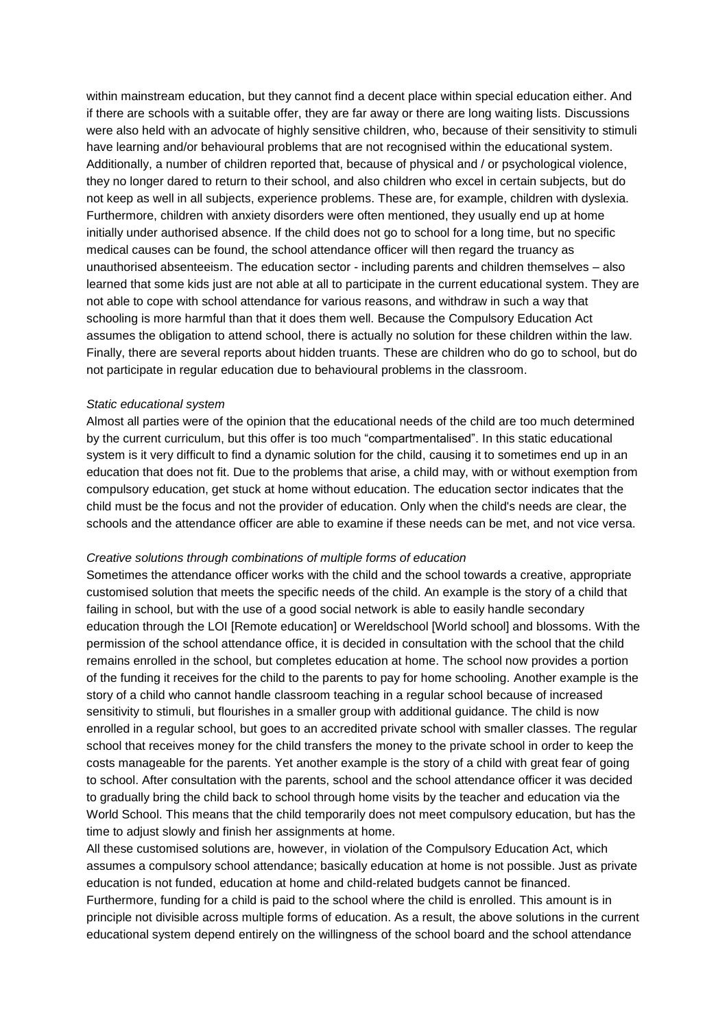within mainstream education, but they cannot find a decent place within special education either. And if there are schools with a suitable offer, they are far away or there are long waiting lists. Discussions were also held with an advocate of highly sensitive children, who, because of their sensitivity to stimuli have learning and/or behavioural problems that are not recognised within the educational system. Additionally, a number of children reported that, because of physical and / or psychological violence, they no longer dared to return to their school, and also children who excel in certain subjects, but do not keep as well in all subjects, experience problems. These are, for example, children with dyslexia. Furthermore, children with anxiety disorders were often mentioned, they usually end up at home initially under authorised absence. If the child does not go to school for a long time, but no specific medical causes can be found, the school attendance officer will then regard the truancy as unauthorised absenteeism. The education sector - including parents and children themselves – also learned that some kids just are not able at all to participate in the current educational system. They are not able to cope with school attendance for various reasons, and withdraw in such a way that schooling is more harmful than that it does them well. Because the Compulsory Education Act assumes the obligation to attend school, there is actually no solution for these children within the law. Finally, there are several reports about hidden truants. These are children who do go to school, but do not participate in regular education due to behavioural problems in the classroom.

*Static educational system*

Almost all parties were of the opinion that the educational needs of the child are too much determined by the current curriculum, but this offer is too much "compartmentalised". In this static educational system is it very difficult to find a dynamic solution for the child, causing it to sometimes end up in an education that does not fit. Due to the problems that arise, a child may, with or without exemption from compulsory education, get stuck at home without education. The education sector indicates that the child must be the focus and not the provider of education. Only when the child's needs are clear, the schools and the attendance officer are able to examine if these needs can be met, and not vice versa.

*Creative solutions through combinations of multiple forms of education*

Sometimes the attendance officer works with the child and the school towards a creative, appropriate customised solution that meets the specific needs of the child. An example is the story of a child that failing in school, but with the use of a good social network is able to easily handle secondary education through the LOI [Remote education] or Wereldschool [World school] and blossoms. With the permission of the school attendance office, it is decided in consultation with the school that the child remains enrolled in the school, but completes education at home. The school now provides a portion of the funding it receives for the child to the parents to pay for home schooling. Another example is the story of a child who cannot handle classroom teaching in a regular school because of increased sensitivity to stimuli, but flourishes in a smaller group with additional guidance. The child is now enrolled in a regular school, but goes to an accredited private school with smaller classes. The regular school that receives money for the child transfers the money to the private school in order to keep the costs manageable for the parents. Yet another example is the story of a child with great fear of going to school. After consultation with the parents, school and the school attendance officer it was decided to gradually bring the child back to school through home visits by the teacher and education via the World School. This means that the child temporarily does not meet compulsory education, but has the time to adjust slowly and finish her assignments at home.

All these customised solutions are, however, in violation of the Compulsory Education Act, which assumes a compulsory school attendance; basically education at home is not possible. Just as private education is not funded, education at home and child-related budgets cannot be financed. Furthermore, funding for a child is paid to the school where the child is enrolled. This amount is in principle not divisible across multiple forms of education. As a result, the above solutions in the current educational system depend entirely on the willingness of the school board and the school attendance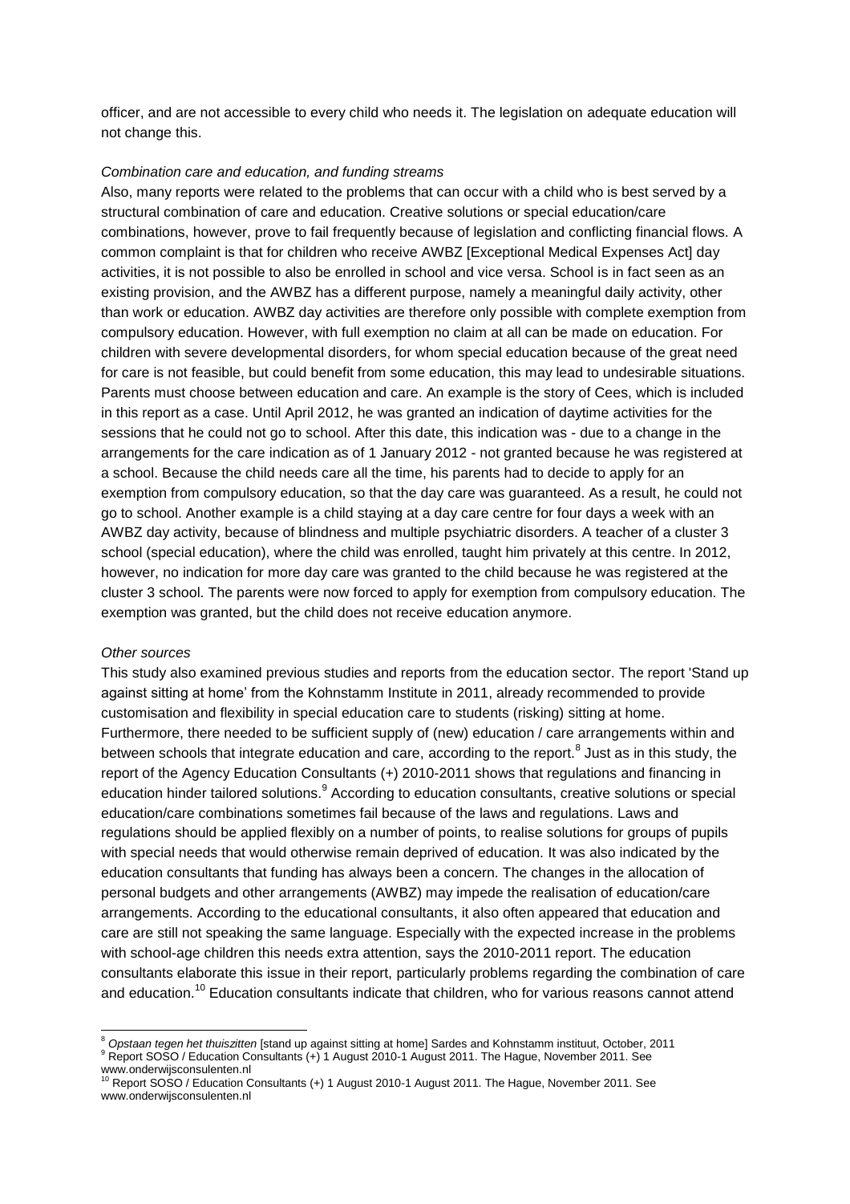officer, and are not accessible to every child who needs it. The legislation on adequate education will not change this.

*Combination care and education, and funding streams*

Also, many reports were related to the problems that can occur with a child who is best served by a structural combination of care and education. Creative solutions or special education/care combinations, however, prove to fail frequently because of legislation and conflicting financial flows. A common complaint is that for children who receive AWBZ [Exceptional Medical Expenses Act] day activities, it is not possible to also be enrolled in school and vice versa. School is in fact seen as an existing provision, and the AWBZ has a different purpose, namely a meaningful daily activity, other than work or education. AWBZ day activities are therefore only possible with complete exemption from compulsory education. However, with full exemption no claim at all can be made on education. For children with severe developmental disorders, for whom special education because of the great need for care is not feasible, but could benefit from some education, this may lead to undesirable situations. Parents must choose between education and care. An example is the story of Cees, which is included in this report as a case. Until April 2012, he was granted an indication of daytime activities for the sessions that he could not go to school. After this date, this indication was - due to a change in the arrangements for the care indication as of 1 January 2012 - not granted because he was registered at a school. Because the child needs care all the time, his parents had to decide to apply for an exemption from compulsory education, so that the day care was guaranteed. As a result, he could not go to school. Another example is a child staying at a day care centre for four days a week with an AWBZ day activity, because of blindness and multiple psychiatric disorders. A teacher of a cluster 3 school (special education), where the child was enrolled, taught him privately at this centre. In 2012, however, no indication for more day care was granted to the child because he was registered at the cluster 3 school. The parents were now forced to apply for exemption from compulsory education. The exemption was granted, but the child does not receive education anymore.

*Other sources*

This study also examined previous studies and reports from the education sector. The report 'Stand up against sitting at home' from the Kohnstamm Institute in 2011, already recommended to provide customisation and flexibility in special education care to students (risking) sitting at home. Furthermore, there needed to be sufficient supply of (new) education / care arrangements within and between schools that integrate education and care, according to the report.[8] Just as in this study, the report of the Agency Education Consultants (+) 2010-2011 shows that regulations and financing in education hinder tailored solutions.[9] According to education consultants, creative solutions or special education/care combinations sometimes fail because of the laws and regulations. Laws and regulations should be applied flexibly on a number of points, to realise solutions for groups of pupils with special needs that would otherwise remain deprived of education. It was also indicated by the education consultants that funding has always been a concern. The changes in the allocation of personal budgets and other arrangements (AWBZ) may impede the realisation of education/care arrangements. According to the educational consultants, it also often appeared that education and care are still not speaking the same language. Especially with the expected increase in the problems with school-age children this needs extra attention, says the 2010-2011 report. The education consultants elaborate this issue in their report, particularly problems regarding the combination of care and education.[10] Education consultants indicate that children, who for various reasons cannot attend

---

[8] *Opstaan tegen het thuiszitten* [stand up against sitting at home] Sardes and Kohnstamm instituut, October, 2011

[9] Report SOSO / Education Consultants (+) 1 August 2010-1 August 2011. The Hague, November 2011. See www.onderwijsconsulenten.nl

[10] Report SOSO / Education Consultants (+) 1 August 2010-1 August 2011. The Hague, November 2011. See www.onderwijsconsulenten.nl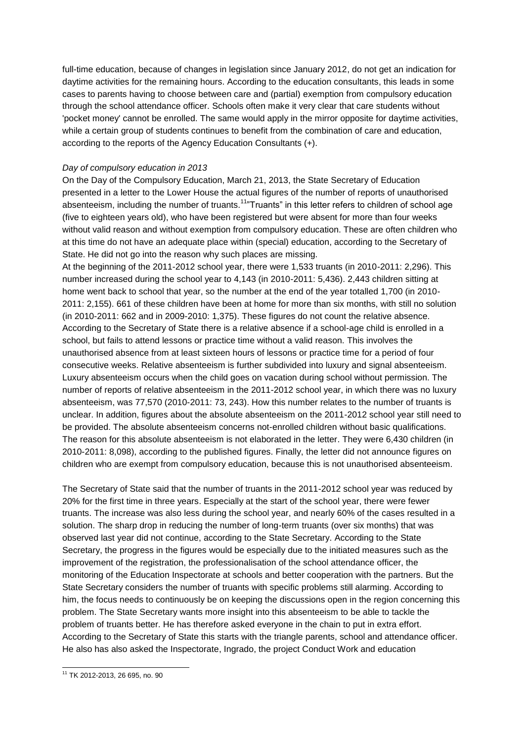full-time education, because of changes in legislation since January 2012, do not get an indication for daytime activities for the remaining hours. According to the education consultants, this leads in some cases to parents having to choose between care and (partial) exemption from compulsory education through the school attendance officer. Schools often make it very clear that care students without 'pocket money' cannot be enrolled. The same would apply in the mirror opposite for daytime activities, while a certain group of students continues to benefit from the combination of care and education, according to the reports of the Agency Education Consultants (+).

*Day of compulsory education in 2013*

On the Day of the Compulsory Education, March 21, 2013, the State Secretary of Education presented in a letter to the Lower House the actual figures of the number of reports of unauthorised absenteeism, including the number of truants.[11] "Truants" in this letter refers to children of school age (five to eighteen years old), who have been registered but were absent for more than four weeks without valid reason and without exemption from compulsory education. These are often children who at this time do not have an adequate place within (special) education, according to the Secretary of State. He did not go into the reason why such places are missing.

At the beginning of the 2011-2012 school year, there were 1,533 truants (in 2010-2011: 2,296). This number increased during the school year to 4,143 (in 2010-2011: 5,436). 2,443 children sitting at home went back to school that year, so the number at the end of the year totalled 1,700 (in 2010-2011: 2,155). 661 of these children have been at home for more than six months, with still no solution (in 2010-2011: 662 and in 2009-2010: 1,375). These figures do not count the relative absence. According to the Secretary of State there is a relative absence if a school-age child is enrolled in a school, but fails to attend lessons or practice time without a valid reason. This involves the unauthorised absence from at least sixteen hours of lessons or practice time for a period of four consecutive weeks. Relative absenteeism is further subdivided into luxury and signal absenteeism. Luxury absenteeism occurs when the child goes on vacation during school without permission. The number of reports of relative absenteeism in the 2011-2012 school year, in which there was no luxury absenteeism, was 77,570 (2010-2011: 73, 243). How this number relates to the number of truants is unclear. In addition, figures about the absolute absenteeism on the 2011-2012 school year still need to be provided. The absolute absenteeism concerns not-enrolled children without basic qualifications. The reason for this absolute absenteeism is not elaborated in the letter. They were 6,430 children (in 2010-2011: 8,098), according to the published figures. Finally, the letter did not announce figures on children who are exempt from compulsory education, because this is not unauthorised absenteeism.

The Secretary of State said that the number of truants in the 2011-2012 school year was reduced by 20% for the first time in three years. Especially at the start of the school year, there were fewer truants. The increase was also less during the school year, and nearly 60% of the cases resulted in a solution. The sharp drop in reducing the number of long-term truants (over six months) that was observed last year did not continue, according to the State Secretary. According to the State Secretary, the progress in the figures would be especially due to the initiated measures such as the improvement of the registration, the professionalisation of the school attendance officer, the monitoring of the Education Inspectorate at schools and better cooperation with the partners. But the State Secretary considers the number of truants with specific problems still alarming. According to him, the focus needs to continuously be on keeping the discussions open in the region concerning this problem. The State Secretary wants more insight into this absenteeism to be able to tackle the problem of truants better. He has therefore asked everyone in the chain to put in extra effort. According to the Secretary of State this starts with the triangle parents, school and attendance officer. He also has also asked the Inspectorate, Ingrado, the project Conduct Work and education

[11] TK 2012-2013, 26 695, no. 90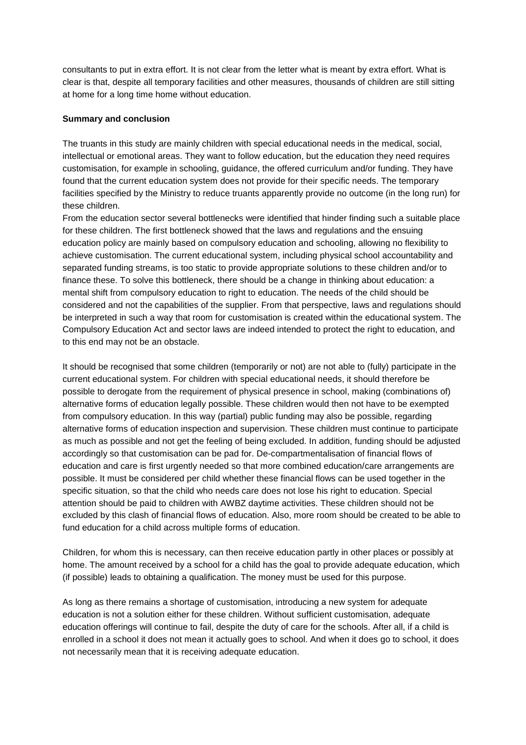consultants to put in extra effort. It is not clear from the letter what is meant by extra effort. What is clear is that, despite all temporary facilities and other measures, thousands of children are still sitting at home for a long time home without education.

**Summary and conclusion**

The truants in this study are mainly children with special educational needs in the medical, social, intellectual or emotional areas. They want to follow education, but the education they need requires customisation, for example in schooling, guidance, the offered curriculum and/or funding. They have found that the current education system does not provide for their specific needs. The temporary facilities specified by the Ministry to reduce truants apparently provide no outcome (in the long run) for these children.

From the education sector several bottlenecks were identified that hinder finding such a suitable place for these children. The first bottleneck showed that the laws and regulations and the ensuing education policy are mainly based on compulsory education and schooling, allowing no flexibility to achieve customisation. The current educational system, including physical school accountability and separated funding streams, is too static to provide appropriate solutions to these children and/or to finance these. To solve this bottleneck, there should be a change in thinking about education: a mental shift from compulsory education to right to education. The needs of the child should be considered and not the capabilities of the supplier. From that perspective, laws and regulations should be interpreted in such a way that room for customisation is created within the educational system. The Compulsory Education Act and sector laws are indeed intended to protect the right to education, and to this end may not be an obstacle.

It should be recognised that some children (temporarily or not) are not able to (fully) participate in the current educational system. For children with special educational needs, it should therefore be possible to derogate from the requirement of physical presence in school, making (combinations of) alternative forms of education legally possible. These children would then not have to be exempted from compulsory education. In this way (partial) public funding may also be possible, regarding alternative forms of education inspection and supervision. These children must continue to participate as much as possible and not get the feeling of being excluded. In addition, funding should be adjusted accordingly so that customisation can be pad for. De-compartmentalisation of financial flows of education and care is first urgently needed so that more combined education/care arrangements are possible. It must be considered per child whether these financial flows can be used together in the specific situation, so that the child who needs care does not lose his right to education. Special attention should be paid to children with AWBZ daytime activities. These children should not be excluded by this clash of financial flows of education. Also, more room should be created to be able to fund education for a child across multiple forms of education.

Children, for whom this is necessary, can then receive education partly in other places or possibly at home. The amount received by a school for a child has the goal to provide adequate education, which (if possible) leads to obtaining a qualification. The money must be used for this purpose.

As long as there remains a shortage of customisation, introducing a new system for adequate education is not a solution either for these children. Without sufficient customisation, adequate education offerings will continue to fail, despite the duty of care for the schools. After all, if a child is enrolled in a school it does not mean it actually goes to school. And when it does go to school, it does not necessarily mean that it is receiving adequate education.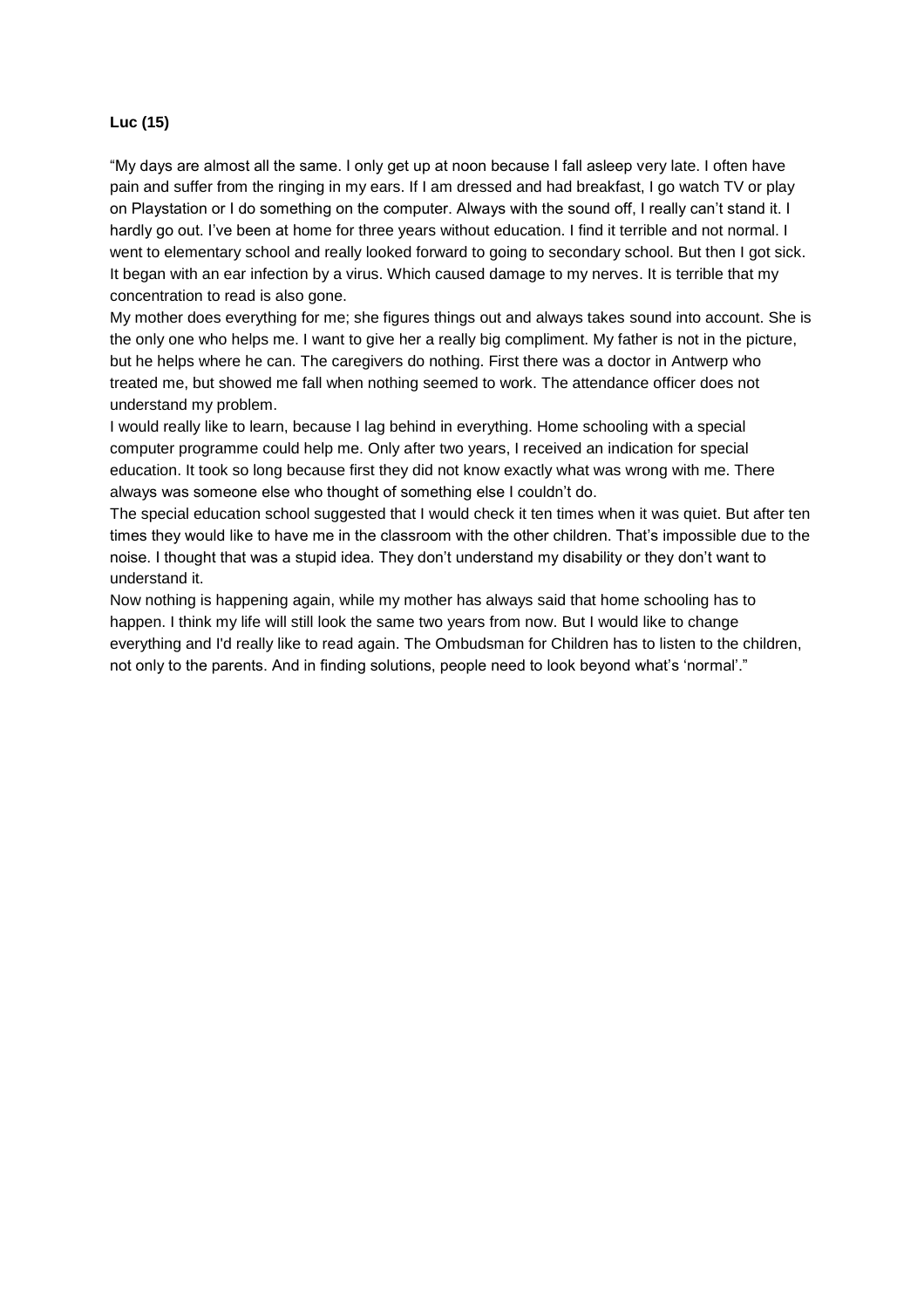**Luc (15)**

"My days are almost all the same. I only get up at noon because I fall asleep very late. I often have pain and suffer from the ringing in my ears. If I am dressed and had breakfast, I go watch TV or play on Playstation or I do something on the computer. Always with the sound off, I really can't stand it. I hardly go out. I've been at home for three years without education. I find it terrible and not normal. I went to elementary school and really looked forward to going to secondary school. But then I got sick. It began with an ear infection by a virus. Which caused damage to my nerves. It is terrible that my concentration to read is also gone.

My mother does everything for me; she figures things out and always takes sound into account. She is the only one who helps me. I want to give her a really big compliment. My father is not in the picture, but he helps where he can. The caregivers do nothing. First there was a doctor in Antwerp who treated me, but showed me fall when nothing seemed to work. The attendance officer does not understand my problem.

I would really like to learn, because I lag behind in everything. Home schooling with a special computer programme could help me. Only after two years, I received an indication for special education. It took so long because first they did not know exactly what was wrong with me. There always was someone else who thought of something else I couldn't do.

The special education school suggested that I would check it ten times when it was quiet. But after ten times they would like to have me in the classroom with the other children. That's impossible due to the noise. I thought that was a stupid idea. They don't understand my disability or they don't want to understand it.

Now nothing is happening again, while my mother has always said that home schooling has to happen. I think my life will still look the same two years from now. But I would like to change everything and I'd really like to read again. The Ombudsman for Children has to listen to the children, not only to the parents. And in finding solutions, people need to look beyond what's 'normal'."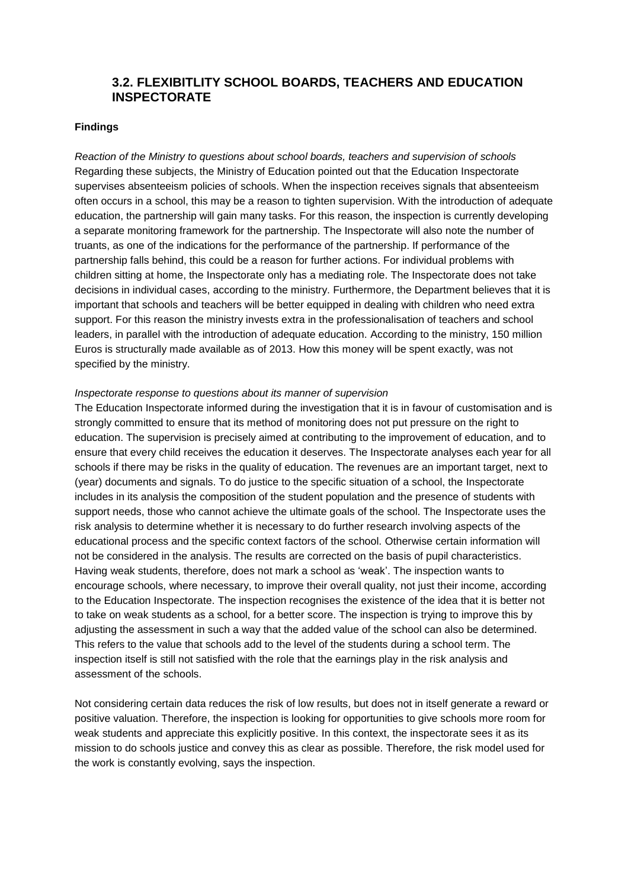## 3.2. FLEXIBITLITY SCHOOL BOARDS, TEACHERS AND EDUCATION INSPECTORATE

**Findings**

*Reaction of the Ministry to questions about school boards, teachers and supervision of schools*
Regarding these subjects, the Ministry of Education pointed out that the Education Inspectorate supervises absenteeism policies of schools. When the inspection receives signals that absenteeism often occurs in a school, this may be a reason to tighten supervision. With the introduction of adequate education, the partnership will gain many tasks. For this reason, the inspection is currently developing a separate monitoring framework for the partnership. The Inspectorate will also note the number of truants, as one of the indications for the performance of the partnership. If performance of the partnership falls behind, this could be a reason for further actions. For individual problems with children sitting at home, the Inspectorate only has a mediating role. The Inspectorate does not take decisions in individual cases, according to the ministry. Furthermore, the Department believes that it is important that schools and teachers will be better equipped in dealing with children who need extra support. For this reason the ministry invests extra in the professionalisation of teachers and school leaders, in parallel with the introduction of adequate education. According to the ministry, 150 million Euros is structurally made available as of 2013. How this money will be spent exactly, was not specified by the ministry.

*Inspectorate response to questions about its manner of supervision*
The Education Inspectorate informed during the investigation that it is in favour of customisation and is strongly committed to ensure that its method of monitoring does not put pressure on the right to education. The supervision is precisely aimed at contributing to the improvement of education, and to ensure that every child receives the education it deserves. The Inspectorate analyses each year for all schools if there may be risks in the quality of education. The revenues are an important target, next to (year) documents and signals. To do justice to the specific situation of a school, the Inspectorate includes in its analysis the composition of the student population and the presence of students with support needs, those who cannot achieve the ultimate goals of the school. The Inspectorate uses the risk analysis to determine whether it is necessary to do further research involving aspects of the educational process and the specific context factors of the school. Otherwise certain information will not be considered in the analysis. The results are corrected on the basis of pupil characteristics. Having weak students, therefore, does not mark a school as 'weak'. The inspection wants to encourage schools, where necessary, to improve their overall quality, not just their income, according to the Education Inspectorate. The inspection recognises the existence of the idea that it is better not to take on weak students as a school, for a better score. The inspection is trying to improve this by adjusting the assessment in such a way that the added value of the school can also be determined. This refers to the value that schools add to the level of the students during a school term. The inspection itself is still not satisfied with the role that the earnings play in the risk analysis and assessment of the schools.

Not considering certain data reduces the risk of low results, but does not in itself generate a reward or positive valuation. Therefore, the inspection is looking for opportunities to give schools more room for weak students and appreciate this explicitly positive. In this context, the inspectorate sees it as its mission to do schools justice and convey this as clear as possible. Therefore, the risk model used for the work is constantly evolving, says the inspection.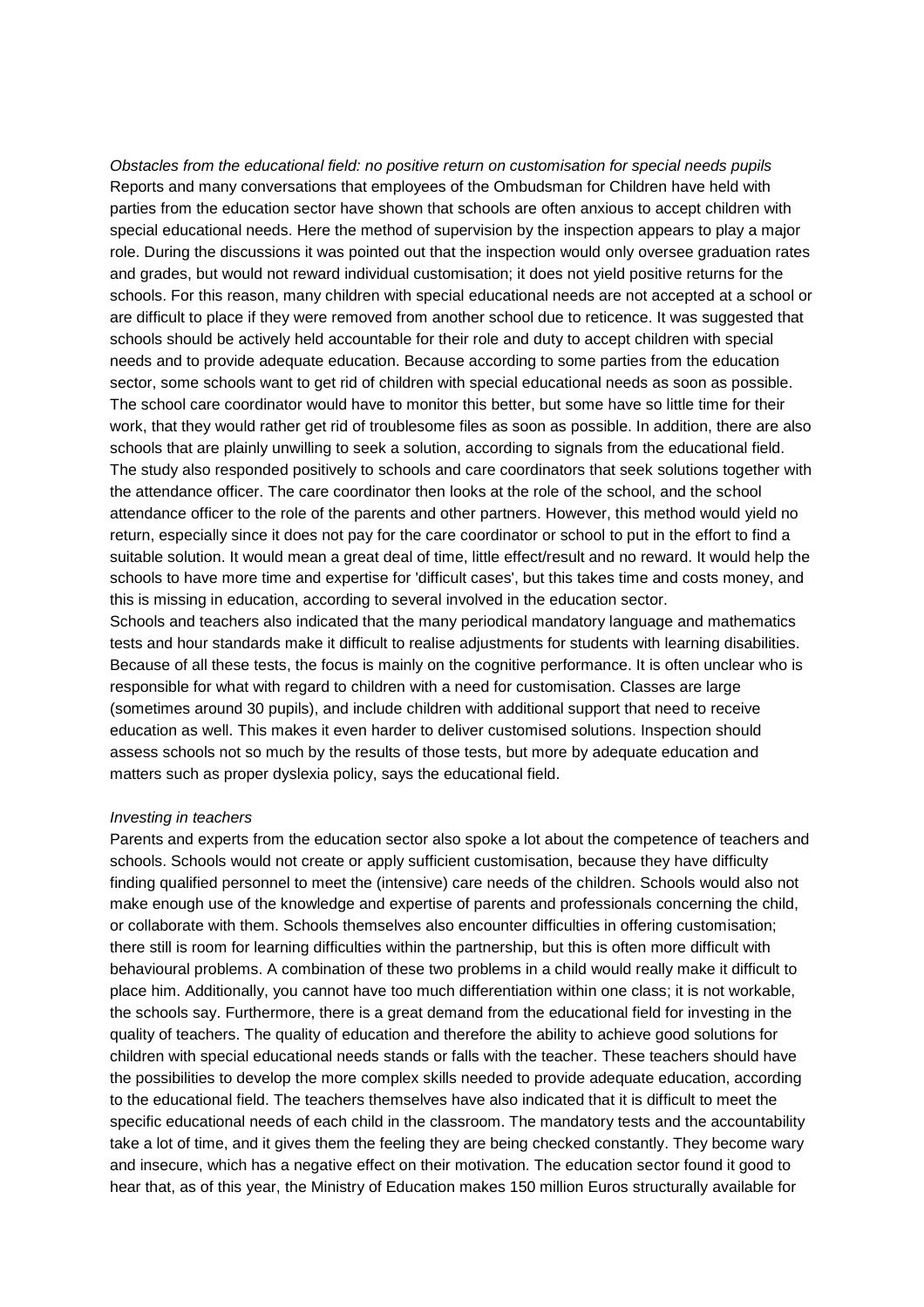*Obstacles from the educational field: no positive return on customisation for special needs pupils*
Reports and many conversations that employees of the Ombudsman for Children have held with parties from the education sector have shown that schools are often anxious to accept children with special educational needs. Here the method of supervision by the inspection appears to play a major role. During the discussions it was pointed out that the inspection would only oversee graduation rates and grades, but would not reward individual customisation; it does not yield positive returns for the schools. For this reason, many children with special educational needs are not accepted at a school or are difficult to place if they were removed from another school due to reticence. It was suggested that schools should be actively held accountable for their role and duty to accept children with special needs and to provide adequate education. Because according to some parties from the education sector, some schools want to get rid of children with special educational needs as soon as possible. The school care coordinator would have to monitor this better, but some have so little time for their work, that they would rather get rid of troublesome files as soon as possible. In addition, there are also schools that are plainly unwilling to seek a solution, according to signals from the educational field. The study also responded positively to schools and care coordinators that seek solutions together with the attendance officer. The care coordinator then looks at the role of the school, and the school attendance officer to the role of the parents and other partners. However, this method would yield no return, especially since it does not pay for the care coordinator or school to put in the effort to find a suitable solution. It would mean a great deal of time, little effect/result and no reward. It would help the schools to have more time and expertise for 'difficult cases', but this takes time and costs money, and this is missing in education, according to several involved in the education sector.
Schools and teachers also indicated that the many periodical mandatory language and mathematics tests and hour standards make it difficult to realise adjustments for students with learning disabilities. Because of all these tests, the focus is mainly on the cognitive performance. It is often unclear who is responsible for what with regard to children with a need for customisation. Classes are large (sometimes around 30 pupils), and include children with additional support that need to receive education as well. This makes it even harder to deliver customised solutions. Inspection should assess schools not so much by the results of those tests, but more by adequate education and matters such as proper dyslexia policy, says the educational field.

*Investing in teachers*
Parents and experts from the education sector also spoke a lot about the competence of teachers and schools. Schools would not create or apply sufficient customisation, because they have difficulty finding qualified personnel to meet the (intensive) care needs of the children. Schools would also not make enough use of the knowledge and expertise of parents and professionals concerning the child, or collaborate with them. Schools themselves also encounter difficulties in offering customisation; there still is room for learning difficulties within the partnership, but this is often more difficult with behavioural problems. A combination of these two problems in a child would really make it difficult to place him. Additionally, you cannot have too much differentiation within one class; it is not workable, the schools say. Furthermore, there is a great demand from the educational field for investing in the quality of teachers. The quality of education and therefore the ability to achieve good solutions for children with special educational needs stands or falls with the teacher. These teachers should have the possibilities to develop the more complex skills needed to provide adequate education, according to the educational field. The teachers themselves have also indicated that it is difficult to meet the specific educational needs of each child in the classroom. The mandatory tests and the accountability take a lot of time, and it gives them the feeling they are being checked constantly. They become wary and insecure, which has a negative effect on their motivation. The education sector found it good to hear that, as of this year, the Ministry of Education makes 150 million Euros structurally available for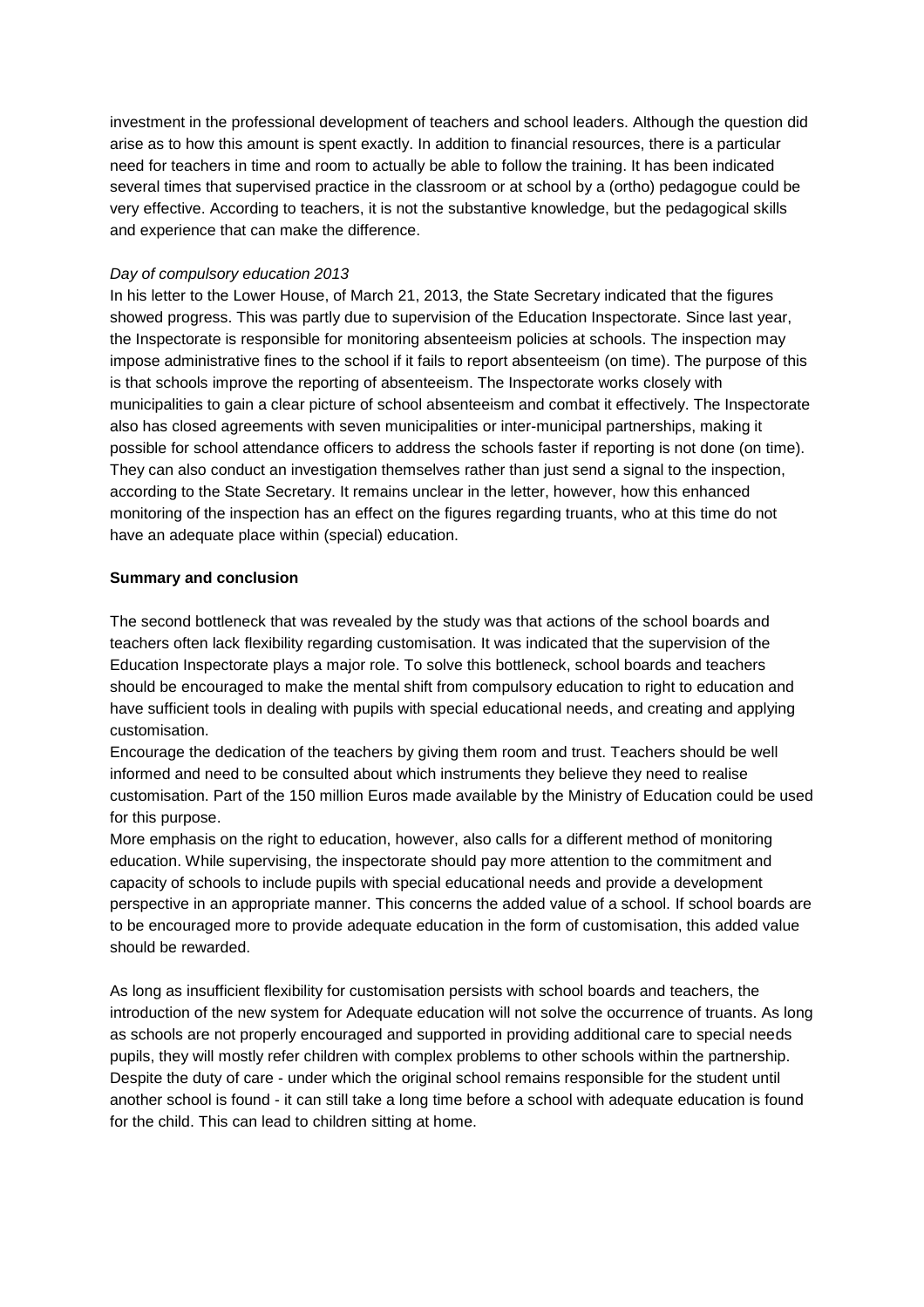investment in the professional development of teachers and school leaders. Although the question did arise as to how this amount is spent exactly. In addition to financial resources, there is a particular need for teachers in time and room to actually be able to follow the training. It has been indicated several times that supervised practice in the classroom or at school by a (ortho) pedagogue could be very effective. According to teachers, it is not the substantive knowledge, but the pedagogical skills and experience that can make the difference.

*Day of compulsory education 2013*

In his letter to the Lower House, of March 21, 2013, the State Secretary indicated that the figures showed progress. This was partly due to supervision of the Education Inspectorate. Since last year, the Inspectorate is responsible for monitoring absenteeism policies at schools. The inspection may impose administrative fines to the school if it fails to report absenteeism (on time). The purpose of this is that schools improve the reporting of absenteeism. The Inspectorate works closely with municipalities to gain a clear picture of school absenteeism and combat it effectively. The Inspectorate also has closed agreements with seven municipalities or inter-municipal partnerships, making it possible for school attendance officers to address the schools faster if reporting is not done (on time). They can also conduct an investigation themselves rather than just send a signal to the inspection, according to the State Secretary. It remains unclear in the letter, however, how this enhanced monitoring of the inspection has an effect on the figures regarding truants, who at this time do not have an adequate place within (special) education.

**Summary and conclusion**

The second bottleneck that was revealed by the study was that actions of the school boards and teachers often lack flexibility regarding customisation. It was indicated that the supervision of the Education Inspectorate plays a major role. To solve this bottleneck, school boards and teachers should be encouraged to make the mental shift from compulsory education to right to education and have sufficient tools in dealing with pupils with special educational needs, and creating and applying customisation.

Encourage the dedication of the teachers by giving them room and trust. Teachers should be well informed and need to be consulted about which instruments they believe they need to realise customisation. Part of the 150 million Euros made available by the Ministry of Education could be used for this purpose.

More emphasis on the right to education, however, also calls for a different method of monitoring education. While supervising, the inspectorate should pay more attention to the commitment and capacity of schools to include pupils with special educational needs and provide a development perspective in an appropriate manner. This concerns the added value of a school. If school boards are to be encouraged more to provide adequate education in the form of customisation, this added value should be rewarded.

As long as insufficient flexibility for customisation persists with school boards and teachers, the introduction of the new system for Adequate education will not solve the occurrence of truants. As long as schools are not properly encouraged and supported in providing additional care to special needs pupils, they will mostly refer children with complex problems to other schools within the partnership. Despite the duty of care - under which the original school remains responsible for the student until another school is found - it can still take a long time before a school with adequate education is found for the child. This can lead to children sitting at home.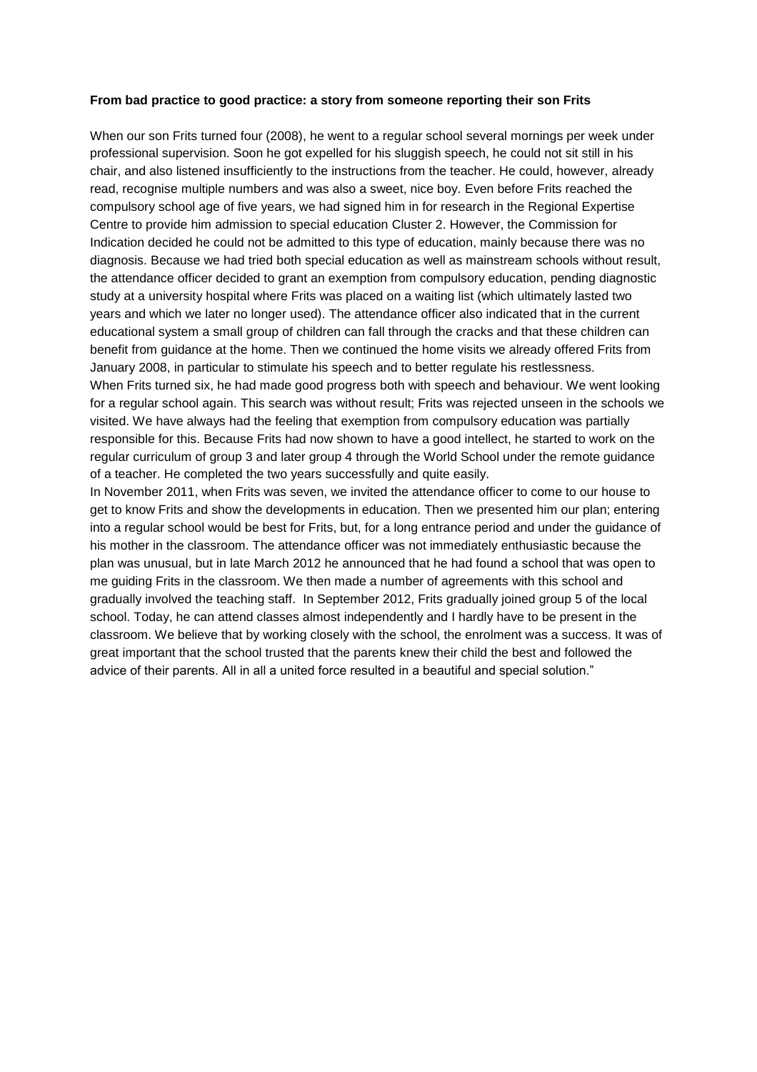**From bad practice to good practice: a story from someone reporting their son Frits**

When our son Frits turned four (2008), he went to a regular school several mornings per week under professional supervision. Soon he got expelled for his sluggish speech, he could not sit still in his chair, and also listened insufficiently to the instructions from the teacher. He could, however, already read, recognise multiple numbers and was also a sweet, nice boy. Even before Frits reached the compulsory school age of five years, we had signed him in for research in the Regional Expertise Centre to provide him admission to special education Cluster 2. However, the Commission for Indication decided he could not be admitted to this type of education, mainly because there was no diagnosis. Because we had tried both special education as well as mainstream schools without result, the attendance officer decided to grant an exemption from compulsory education, pending diagnostic study at a university hospital where Frits was placed on a waiting list (which ultimately lasted two years and which we later no longer used). The attendance officer also indicated that in the current educational system a small group of children can fall through the cracks and that these children can benefit from guidance at the home. Then we continued the home visits we already offered Frits from January 2008, in particular to stimulate his speech and to better regulate his restlessness.

When Frits turned six, he had made good progress both with speech and behaviour. We went looking for a regular school again. This search was without result; Frits was rejected unseen in the schools we visited. We have always had the feeling that exemption from compulsory education was partially responsible for this. Because Frits had now shown to have a good intellect, he started to work on the regular curriculum of group 3 and later group 4 through the World School under the remote guidance of a teacher. He completed the two years successfully and quite easily.

In November 2011, when Frits was seven, we invited the attendance officer to come to our house to get to know Frits and show the developments in education. Then we presented him our plan; entering into a regular school would be best for Frits, but, for a long entrance period and under the guidance of his mother in the classroom. The attendance officer was not immediately enthusiastic because the plan was unusual, but in late March 2012 he announced that he had found a school that was open to me guiding Frits in the classroom. We then made a number of agreements with this school and gradually involved the teaching staff. In September 2012, Frits gradually joined group 5 of the local school. Today, he can attend classes almost independently and I hardly have to be present in the classroom. We believe that by working closely with the school, the enrolment was a success. It was of great important that the school trusted that the parents knew their child the best and followed the advice of their parents. All in all a united force resulted in a beautiful and special solution."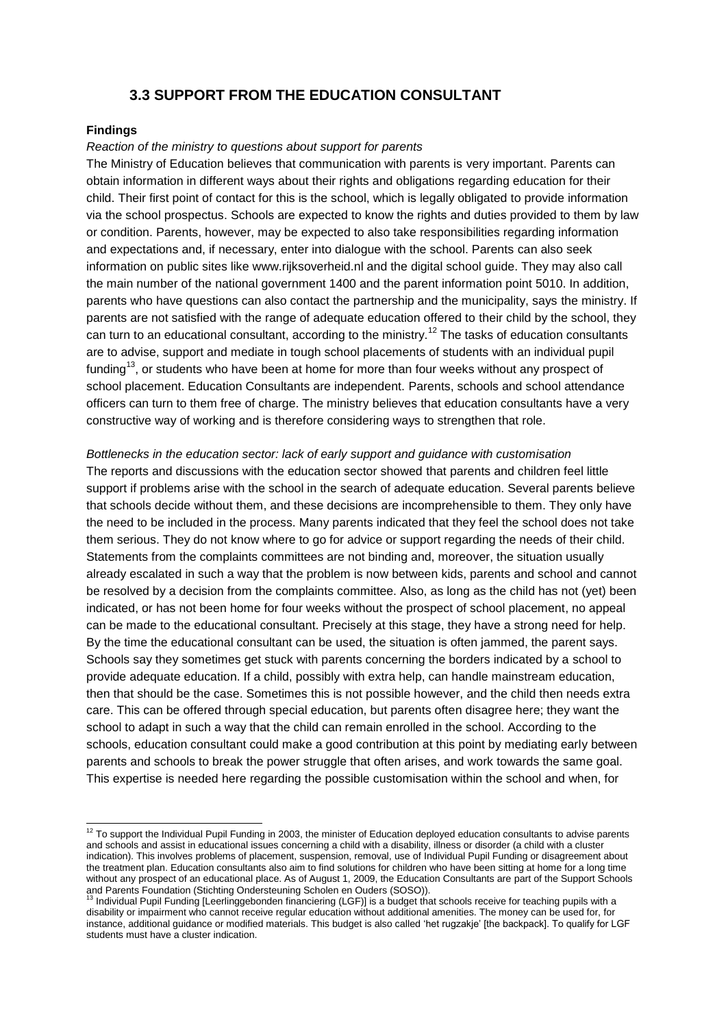## 3.3 SUPPORT FROM THE EDUCATION CONSULTANT

**Findings**

*Reaction of the ministry to questions about support for parents*

The Ministry of Education believes that communication with parents is very important. Parents can obtain information in different ways about their rights and obligations regarding education for their child. Their first point of contact for this is the school, which is legally obligated to provide information via the school prospectus. Schools are expected to know the rights and duties provided to them by law or condition. Parents, however, may be expected to also take responsibilities regarding information and expectations and, if necessary, enter into dialogue with the school. Parents can also seek information on public sites like www.rijksoverheid.nl and the digital school guide. They may also call the main number of the national government 1400 and the parent information point 5010. In addition, parents who have questions can also contact the partnership and the municipality, says the ministry. If parents are not satisfied with the range of adequate education offered to their child by the school, they can turn to an educational consultant, according to the ministry.[12] The tasks of education consultants are to advise, support and mediate in tough school placements of students with an individual pupil funding[13], or students who have been at home for more than four weeks without any prospect of school placement. Education Consultants are independent. Parents, schools and school attendance officers can turn to them free of charge. The ministry believes that education consultants have a very constructive way of working and is therefore considering ways to strengthen that role.

*Bottlenecks in the education sector: lack of early support and guidance with customisation*

The reports and discussions with the education sector showed that parents and children feel little support if problems arise with the school in the search of adequate education. Several parents believe that schools decide without them, and these decisions are incomprehensible to them. They only have the need to be included in the process. Many parents indicated that they feel the school does not take them serious. They do not know where to go for advice or support regarding the needs of their child. Statements from the complaints committees are not binding and, moreover, the situation usually already escalated in such a way that the problem is now between kids, parents and school and cannot be resolved by a decision from the complaints committee. Also, as long as the child has not (yet) been indicated, or has not been home for four weeks without the prospect of school placement, no appeal can be made to the educational consultant. Precisely at this stage, they have a strong need for help. By the time the educational consultant can be used, the situation is often jammed, the parent says. Schools say they sometimes get stuck with parents concerning the borders indicated by a school to provide adequate education. If a child, possibly with extra help, can handle mainstream education, then that should be the case. Sometimes this is not possible however, and the child then needs extra care. This can be offered through special education, but parents often disagree here; they want the school to adapt in such a way that the child can remain enrolled in the school. According to the schools, education consultant could make a good contribution at this point by mediating early between parents and schools to break the power struggle that often arises, and work towards the same goal. This expertise is needed here regarding the possible customisation within the school and when, for

---

[12] To support the Individual Pupil Funding in 2003, the minister of Education deployed education consultants to advise parents and schools and assist in educational issues concerning a child with a disability, illness or disorder (a child with a cluster indication). This involves problems of placement, suspension, removal, use of Individual Pupil Funding or disagreement about the treatment plan. Education consultants also aim to find solutions for children who have been sitting at home for a long time without any prospect of an educational place. As of August 1, 2009, the Education Consultants are part of the Support Schools and Parents Foundation (Stichting Ondersteuning Scholen en Ouders (SOSO)).

[13] Individual Pupil Funding [Leerlinggebonden financiering (LGF)] is a budget that schools receive for teaching pupils with a disability or impairment who cannot receive regular education without additional amenities. The money can be used for, for instance, additional guidance or modified materials. This budget is also called 'het rugzakje' [the backpack]. To qualify for LGF students must have a cluster indication.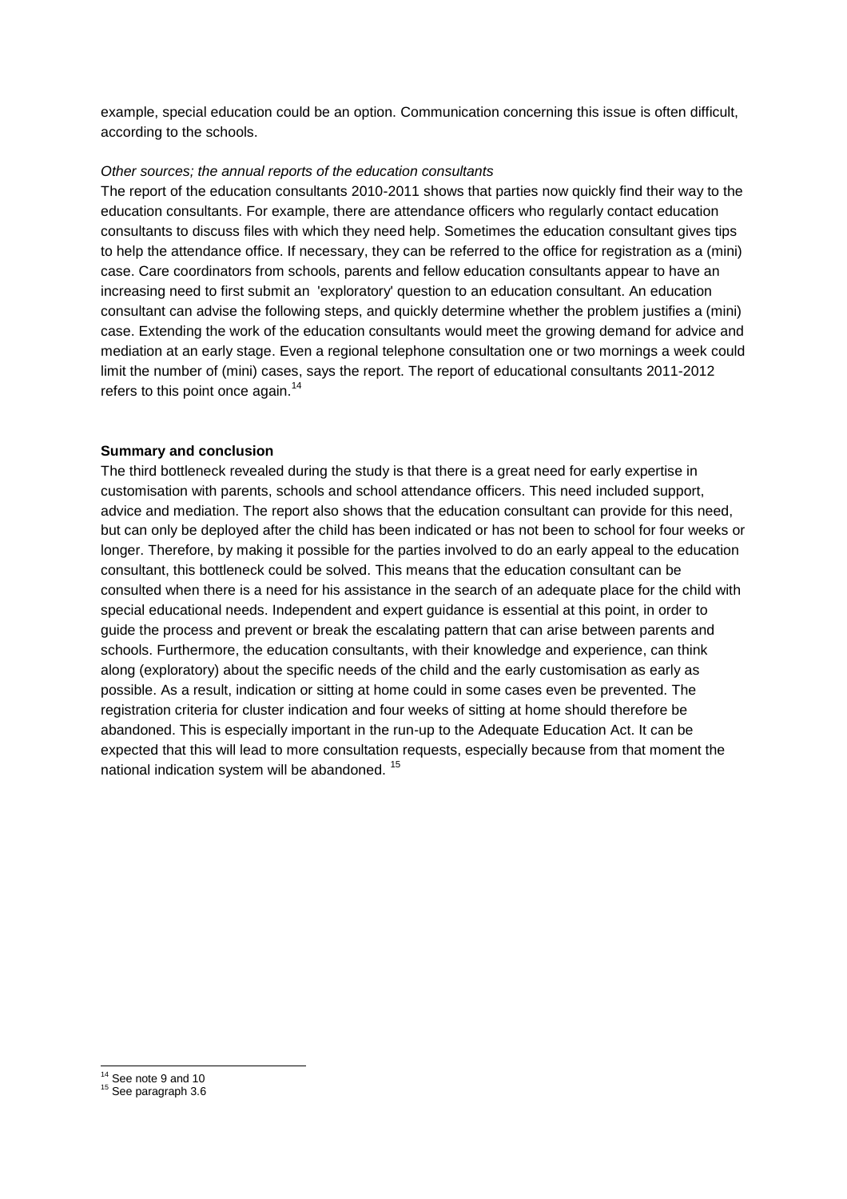example, special education could be an option. Communication concerning this issue is often difficult, according to the schools.

*Other sources; the annual reports of the education consultants*

The report of the education consultants 2010-2011 shows that parties now quickly find their way to the education consultants. For example, there are attendance officers who regularly contact education consultants to discuss files with which they need help. Sometimes the education consultant gives tips to help the attendance office. If necessary, they can be referred to the office for registration as a (mini) case. Care coordinators from schools, parents and fellow education consultants appear to have an increasing need to first submit an 'exploratory' question to an education consultant. An education consultant can advise the following steps, and quickly determine whether the problem justifies a (mini) case. Extending the work of the education consultants would meet the growing demand for advice and mediation at an early stage. Even a regional telephone consultation one or two mornings a week could limit the number of (mini) cases, says the report. The report of educational consultants 2011-2012 refers to this point once again.[14]

**Summary and conclusion**

The third bottleneck revealed during the study is that there is a great need for early expertise in customisation with parents, schools and school attendance officers. This need included support, advice and mediation. The report also shows that the education consultant can provide for this need, but can only be deployed after the child has been indicated or has not been to school for four weeks or longer. Therefore, by making it possible for the parties involved to do an early appeal to the education consultant, this bottleneck could be solved. This means that the education consultant can be consulted when there is a need for his assistance in the search of an adequate place for the child with special educational needs. Independent and expert guidance is essential at this point, in order to guide the process and prevent or break the escalating pattern that can arise between parents and schools. Furthermore, the education consultants, with their knowledge and experience, can think along (exploratory) about the specific needs of the child and the early customisation as early as possible. As a result, indication or sitting at home could in some cases even be prevented. The registration criteria for cluster indication and four weeks of sitting at home should therefore be abandoned. This is especially important in the run-up to the Adequate Education Act. It can be expected that this will lead to more consultation requests, especially because from that moment the national indication system will be abandoned. [15]

---

[14] See note 9 and 10

[15] See paragraph 3.6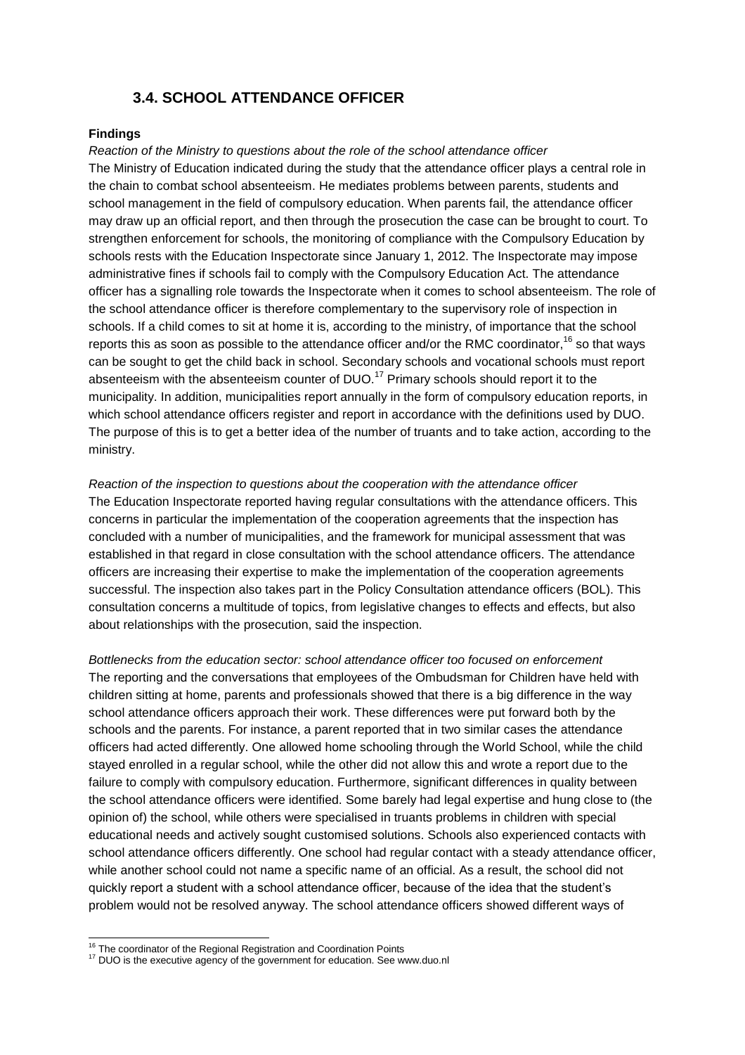## 3.4. SCHOOL ATTENDANCE OFFICER

**Findings**

*Reaction of the Ministry to questions about the role of the school attendance officer*

The Ministry of Education indicated during the study that the attendance officer plays a central role in the chain to combat school absenteeism. He mediates problems between parents, students and school management in the field of compulsory education. When parents fail, the attendance officer may draw up an official report, and then through the prosecution the case can be brought to court. To strengthen enforcement for schools, the monitoring of compliance with the Compulsory Education by schools rests with the Education Inspectorate since January 1, 2012. The Inspectorate may impose administrative fines if schools fail to comply with the Compulsory Education Act. The attendance officer has a signalling role towards the Inspectorate when it comes to school absenteeism. The role of the school attendance officer is therefore complementary to the supervisory role of inspection in schools. If a child comes to sit at home it is, according to the ministry, of importance that the school reports this as soon as possible to the attendance officer and/or the RMC coordinator,[16] so that ways can be sought to get the child back in school. Secondary schools and vocational schools must report absenteeism with the absenteeism counter of DUO.[17] Primary schools should report it to the municipality. In addition, municipalities report annually in the form of compulsory education reports, in which school attendance officers register and report in accordance with the definitions used by DUO. The purpose of this is to get a better idea of the number of truants and to take action, according to the ministry.

*Reaction of the inspection to questions about the cooperation with the attendance officer*

The Education Inspectorate reported having regular consultations with the attendance officers. This concerns in particular the implementation of the cooperation agreements that the inspection has concluded with a number of municipalities, and the framework for municipal assessment that was established in that regard in close consultation with the school attendance officers. The attendance officers are increasing their expertise to make the implementation of the cooperation agreements successful. The inspection also takes part in the Policy Consultation attendance officers (BOL). This consultation concerns a multitude of topics, from legislative changes to effects and effects, but also about relationships with the prosecution, said the inspection.

*Bottlenecks from the education sector: school attendance officer too focused on enforcement*

The reporting and the conversations that employees of the Ombudsman for Children have held with children sitting at home, parents and professionals showed that there is a big difference in the way school attendance officers approach their work. These differences were put forward both by the schools and the parents. For instance, a parent reported that in two similar cases the attendance officers had acted differently. One allowed home schooling through the World School, while the child stayed enrolled in a regular school, while the other did not allow this and wrote a report due to the failure to comply with compulsory education. Furthermore, significant differences in quality between the school attendance officers were identified. Some barely had legal expertise and hung close to (the opinion of) the school, while others were specialised in truants problems in children with special educational needs and actively sought customised solutions. Schools also experienced contacts with school attendance officers differently. One school had regular contact with a steady attendance officer, while another school could not name a specific name of an official. As a result, the school did not quickly report a student with a school attendance officer, because of the idea that the student's problem would not be resolved anyway. The school attendance officers showed different ways of

---

[16] The coordinator of the Regional Registration and Coordination Points

[17] DUO is the executive agency of the government for education. See www.duo.nl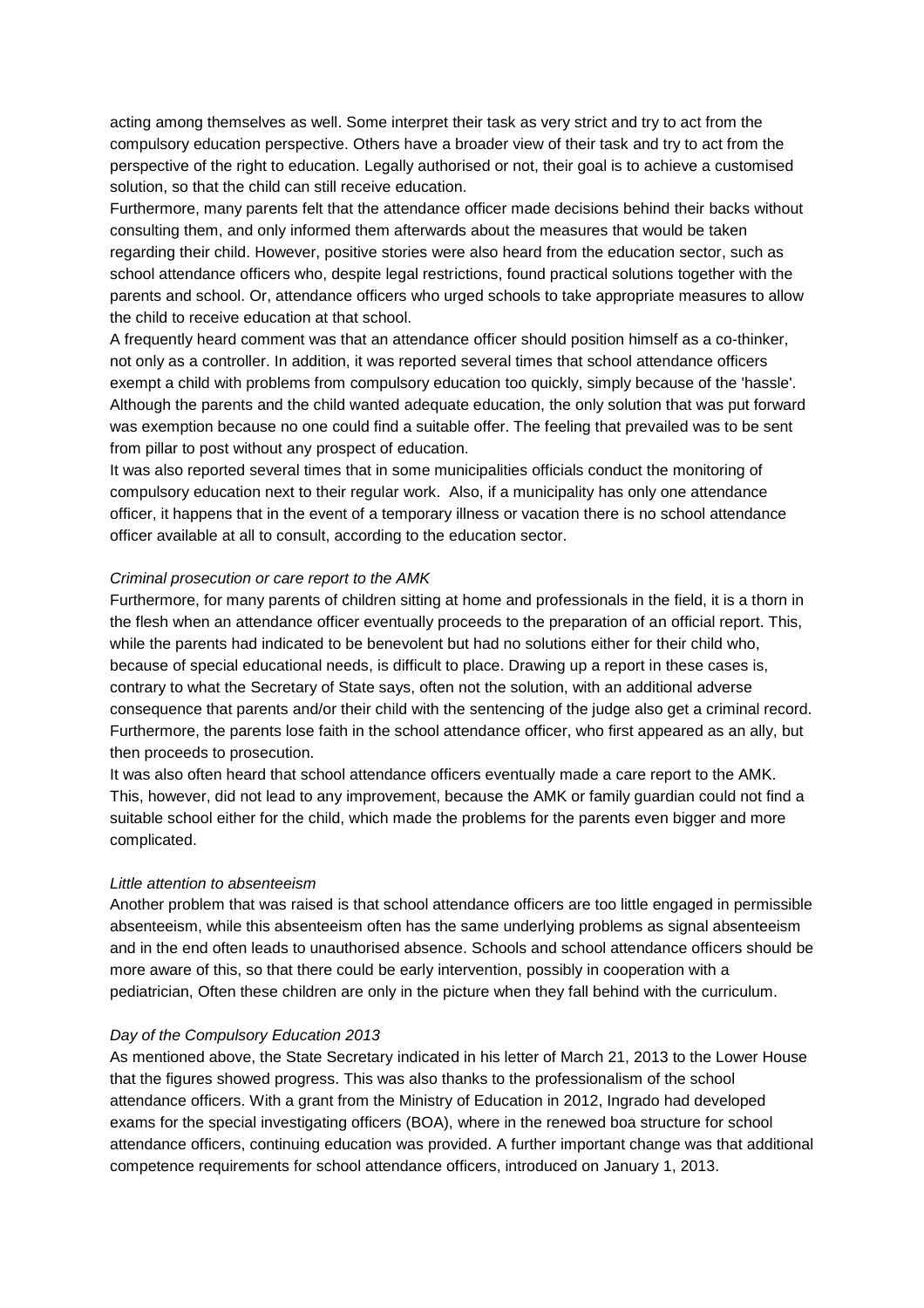acting among themselves as well. Some interpret their task as very strict and try to act from the compulsory education perspective. Others have a broader view of their task and try to act from the perspective of the right to education. Legally authorised or not, their goal is to achieve a customised solution, so that the child can still receive education.

Furthermore, many parents felt that the attendance officer made decisions behind their backs without consulting them, and only informed them afterwards about the measures that would be taken regarding their child. However, positive stories were also heard from the education sector, such as school attendance officers who, despite legal restrictions, found practical solutions together with the parents and school. Or, attendance officers who urged schools to take appropriate measures to allow the child to receive education at that school.

A frequently heard comment was that an attendance officer should position himself as a co-thinker, not only as a controller. In addition, it was reported several times that school attendance officers exempt a child with problems from compulsory education too quickly, simply because of the 'hassle'. Although the parents and the child wanted adequate education, the only solution that was put forward was exemption because no one could find a suitable offer. The feeling that prevailed was to be sent from pillar to post without any prospect of education.

It was also reported several times that in some municipalities officials conduct the monitoring of compulsory education next to their regular work. Also, if a municipality has only one attendance officer, it happens that in the event of a temporary illness or vacation there is no school attendance officer available at all to consult, according to the education sector.

*Criminal prosecution or care report to the AMK*

Furthermore, for many parents of children sitting at home and professionals in the field, it is a thorn in the flesh when an attendance officer eventually proceeds to the preparation of an official report. This, while the parents had indicated to be benevolent but had no solutions either for their child who, because of special educational needs, is difficult to place. Drawing up a report in these cases is, contrary to what the Secretary of State says, often not the solution, with an additional adverse consequence that parents and/or their child with the sentencing of the judge also get a criminal record. Furthermore, the parents lose faith in the school attendance officer, who first appeared as an ally, but then proceeds to prosecution.

It was also often heard that school attendance officers eventually made a care report to the AMK. This, however, did not lead to any improvement, because the AMK or family guardian could not find a suitable school either for the child, which made the problems for the parents even bigger and more complicated.

*Little attention to absenteeism*

Another problem that was raised is that school attendance officers are too little engaged in permissible absenteeism, while this absenteeism often has the same underlying problems as signal absenteeism and in the end often leads to unauthorised absence. Schools and school attendance officers should be more aware of this, so that there could be early intervention, possibly in cooperation with a pediatrician, Often these children are only in the picture when they fall behind with the curriculum.

*Day of the Compulsory Education 2013*

As mentioned above, the State Secretary indicated in his letter of March 21, 2013 to the Lower House that the figures showed progress. This was also thanks to the professionalism of the school attendance officers. With a grant from the Ministry of Education in 2012, Ingrado had developed exams for the special investigating officers (BOA), where in the renewed boa structure for school attendance officers, continuing education was provided. A further important change was that additional competence requirements for school attendance officers, introduced on January 1, 2013.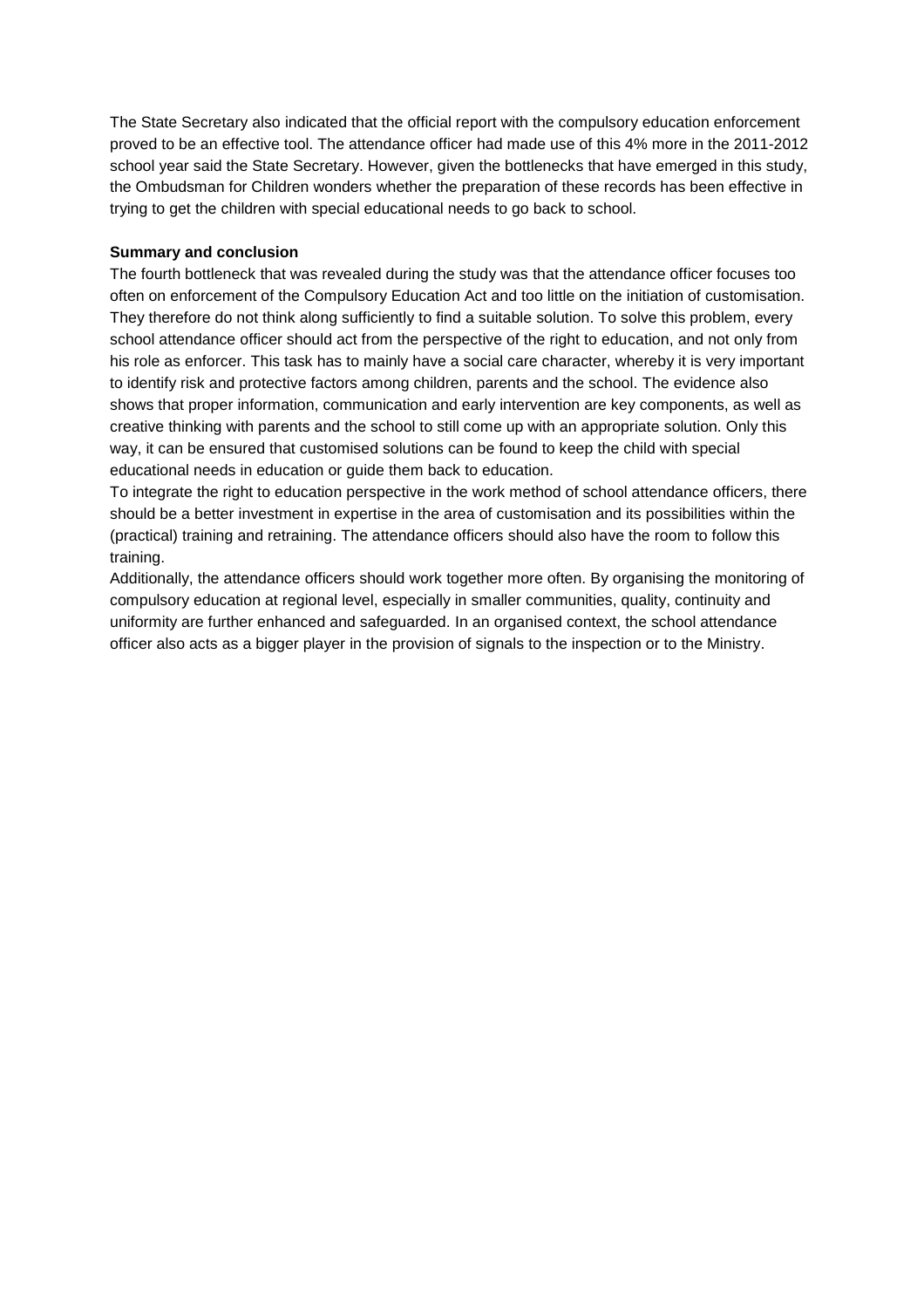The State Secretary also indicated that the official report with the compulsory education enforcement proved to be an effective tool. The attendance officer had made use of this 4% more in the 2011-2012 school year said the State Secretary. However, given the bottlenecks that have emerged in this study, the Ombudsman for Children wonders whether the preparation of these records has been effective in trying to get the children with special educational needs to go back to school.

**Summary and conclusion**

The fourth bottleneck that was revealed during the study was that the attendance officer focuses too often on enforcement of the Compulsory Education Act and too little on the initiation of customisation. They therefore do not think along sufficiently to find a suitable solution. To solve this problem, every school attendance officer should act from the perspective of the right to education, and not only from his role as enforcer. This task has to mainly have a social care character, whereby it is very important to identify risk and protective factors among children, parents and the school. The evidence also shows that proper information, communication and early intervention are key components, as well as creative thinking with parents and the school to still come up with an appropriate solution. Only this way, it can be ensured that customised solutions can be found to keep the child with special educational needs in education or guide them back to education.

To integrate the right to education perspective in the work method of school attendance officers, there should be a better investment in expertise in the area of customisation and its possibilities within the (practical) training and retraining. The attendance officers should also have the room to follow this training.

Additionally, the attendance officers should work together more often. By organising the monitoring of compulsory education at regional level, especially in smaller communities, quality, continuity and uniformity are further enhanced and safeguarded. In an organised context, the school attendance officer also acts as a bigger player in the provision of signals to the inspection or to the Ministry.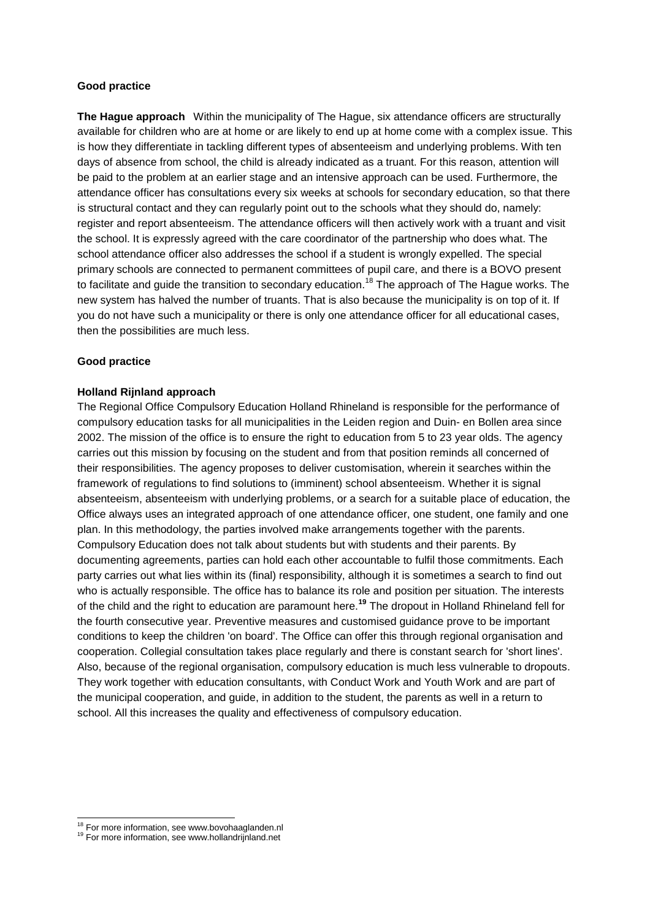**Good practice**

**The Hague approach** Within the municipality of The Hague, six attendance officers are structurally available for children who are at home or are likely to end up at home come with a complex issue. This is how they differentiate in tackling different types of absenteeism and underlying problems. With ten days of absence from school, the child is already indicated as a truant. For this reason, attention will be paid to the problem at an earlier stage and an intensive approach can be used. Furthermore, the attendance officer has consultations every six weeks at schools for secondary education, so that there is structural contact and they can regularly point out to the schools what they should do, namely: register and report absenteeism. The attendance officers will then actively work with a truant and visit the school. It is expressly agreed with the care coordinator of the partnership who does what. The school attendance officer also addresses the school if a student is wrongly expelled. The special primary schools are connected to permanent committees of pupil care, and there is a BOVO present to facilitate and guide the transition to secondary education.[18] The approach of The Hague works. The new system has halved the number of truants. That is also because the municipality is on top of it. If you do not have such a municipality or there is only one attendance officer for all educational cases, then the possibilities are much less.

**Good practice**

**Holland Rijnland approach**

The Regional Office Compulsory Education Holland Rhineland is responsible for the performance of compulsory education tasks for all municipalities in the Leiden region and Duin- en Bollen area since 2002. The mission of the office is to ensure the right to education from 5 to 23 year olds. The agency carries out this mission by focusing on the student and from that position reminds all concerned of their responsibilities. The agency proposes to deliver customisation, wherein it searches within the framework of regulations to find solutions to (imminent) school absenteeism. Whether it is signal absenteeism, absenteeism with underlying problems, or a search for a suitable place of education, the Office always uses an integrated approach of one attendance officer, one student, one family and one plan. In this methodology, the parties involved make arrangements together with the parents. Compulsory Education does not talk about students but with students and their parents. By documenting agreements, parties can hold each other accountable to fulfil those commitments. Each party carries out what lies within its (final) responsibility, although it is sometimes a search to find out who is actually responsible. The office has to balance its role and position per situation. The interests of the child and the right to education are paramount here.[19] The dropout in Holland Rhineland fell for the fourth consecutive year. Preventive measures and customised guidance prove to be important conditions to keep the children 'on board'. The Office can offer this through regional organisation and cooperation. Collegial consultation takes place regularly and there is constant search for 'short lines'. Also, because of the regional organisation, compulsory education is much less vulnerable to dropouts. They work together with education consultants, with Conduct Work and Youth Work and are part of the municipal cooperation, and guide, in addition to the student, the parents as well in a return to school. All this increases the quality and effectiveness of compulsory education.

[18] For more information, see www.bovohaaglanden.nl

[19] For more information, see www.hollandrijnland.net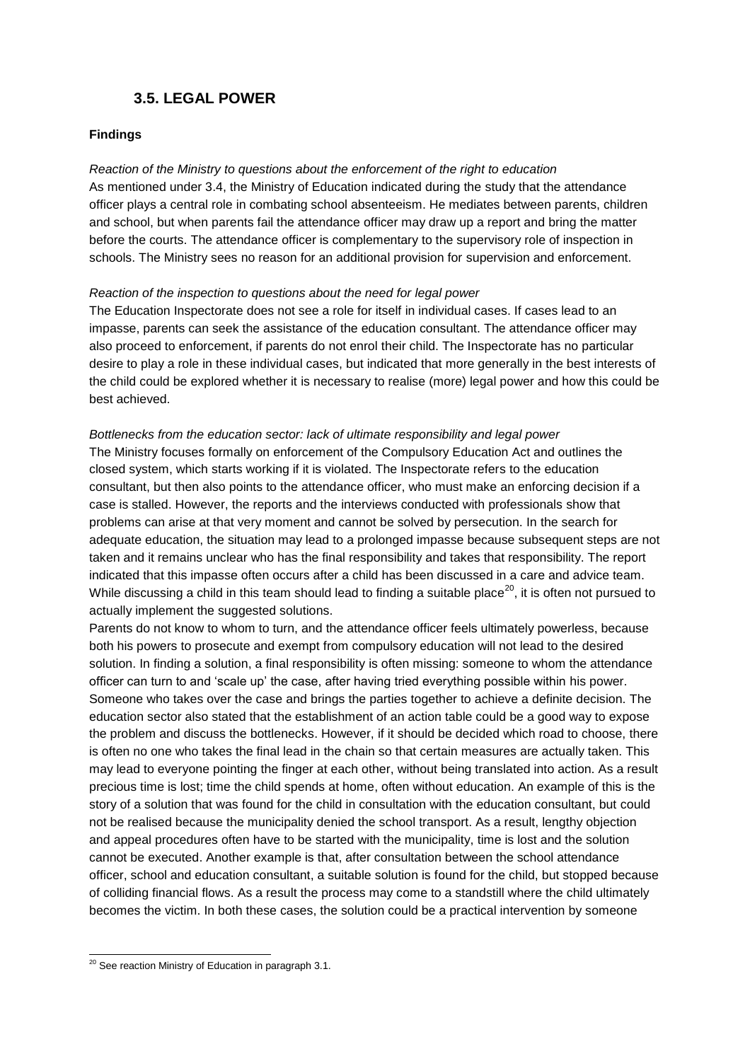## 3.5. LEGAL POWER

**Findings**

*Reaction of the Ministry to questions about the enforcement of the right to education*
As mentioned under 3.4, the Ministry of Education indicated during the study that the attendance officer plays a central role in combating school absenteeism. He mediates between parents, children and school, but when parents fail the attendance officer may draw up a report and bring the matter before the courts. The attendance officer is complementary to the supervisory role of inspection in schools. The Ministry sees no reason for an additional provision for supervision and enforcement.

*Reaction of the inspection to questions about the need for legal power*
The Education Inspectorate does not see a role for itself in individual cases. If cases lead to an impasse, parents can seek the assistance of the education consultant. The attendance officer may also proceed to enforcement, if parents do not enrol their child. The Inspectorate has no particular desire to play a role in these individual cases, but indicated that more generally in the best interests of the child could be explored whether it is necessary to realise (more) legal power and how this could be best achieved.

*Bottlenecks from the education sector: lack of ultimate responsibility and legal power*
The Ministry focuses formally on enforcement of the Compulsory Education Act and outlines the closed system, which starts working if it is violated. The Inspectorate refers to the education consultant, but then also points to the attendance officer, who must make an enforcing decision if a case is stalled. However, the reports and the interviews conducted with professionals show that problems can arise at that very moment and cannot be solved by persecution. In the search for adequate education, the situation may lead to a prolonged impasse because subsequent steps are not taken and it remains unclear who has the final responsibility and takes that responsibility. The report indicated that this impasse often occurs after a child has been discussed in a care and advice team. While discussing a child in this team should lead to finding a suitable place[20], it is often not pursued to actually implement the suggested solutions.
Parents do not know to whom to turn, and the attendance officer feels ultimately powerless, because both his powers to prosecute and exempt from compulsory education will not lead to the desired solution. In finding a solution, a final responsibility is often missing: someone to whom the attendance officer can turn to and 'scale up' the case, after having tried everything possible within his power. Someone who takes over the case and brings the parties together to achieve a definite decision. The education sector also stated that the establishment of an action table could be a good way to expose the problem and discuss the bottlenecks. However, if it should be decided which road to choose, there is often no one who takes the final lead in the chain so that certain measures are actually taken. This may lead to everyone pointing the finger at each other, without being translated into action. As a result precious time is lost; time the child spends at home, often without education. An example of this is the story of a solution that was found for the child in consultation with the education consultant, but could not be realised because the municipality denied the school transport. As a result, lengthy objection and appeal procedures often have to be started with the municipality, time is lost and the solution cannot be executed. Another example is that, after consultation between the school attendance officer, school and education consultant, a suitable solution is found for the child, but stopped because of colliding financial flows. As a result the process may come to a standstill where the child ultimately becomes the victim. In both these cases, the solution could be a practical intervention by someone

[20] See reaction Ministry of Education in paragraph 3.1.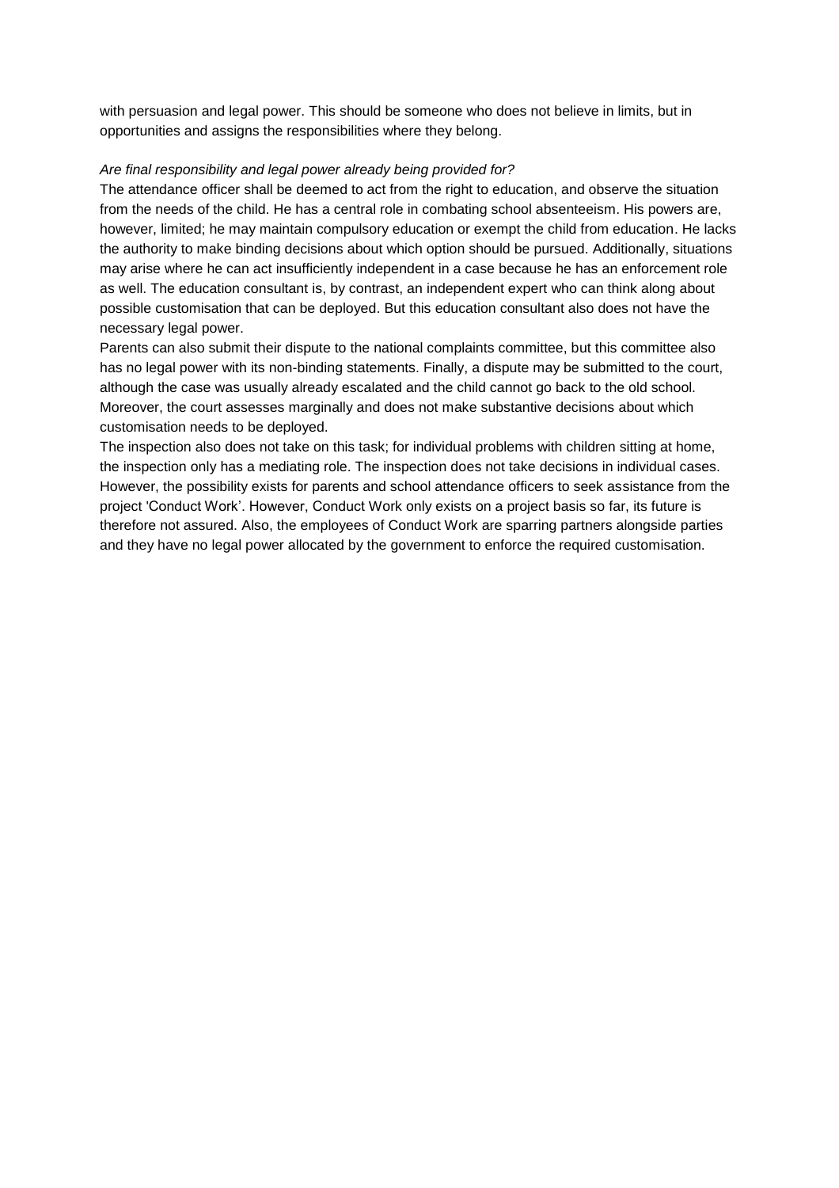with persuasion and legal power. This should be someone who does not believe in limits, but in opportunities and assigns the responsibilities where they belong.

*Are final responsibility and legal power already being provided for?*

The attendance officer shall be deemed to act from the right to education, and observe the situation from the needs of the child. He has a central role in combating school absenteeism. His powers are, however, limited; he may maintain compulsory education or exempt the child from education. He lacks the authority to make binding decisions about which option should be pursued. Additionally, situations may arise where he can act insufficiently independent in a case because he has an enforcement role as well. The education consultant is, by contrast, an independent expert who can think along about possible customisation that can be deployed. But this education consultant also does not have the necessary legal power.

Parents can also submit their dispute to the national complaints committee, but this committee also has no legal power with its non-binding statements. Finally, a dispute may be submitted to the court, although the case was usually already escalated and the child cannot go back to the old school. Moreover, the court assesses marginally and does not make substantive decisions about which customisation needs to be deployed.

The inspection also does not take on this task; for individual problems with children sitting at home, the inspection only has a mediating role. The inspection does not take decisions in individual cases. However, the possibility exists for parents and school attendance officers to seek assistance from the project 'Conduct Work'. However, Conduct Work only exists on a project basis so far, its future is therefore not assured. Also, the employees of Conduct Work are sparring partners alongside parties and they have no legal power allocated by the government to enforce the required customisation.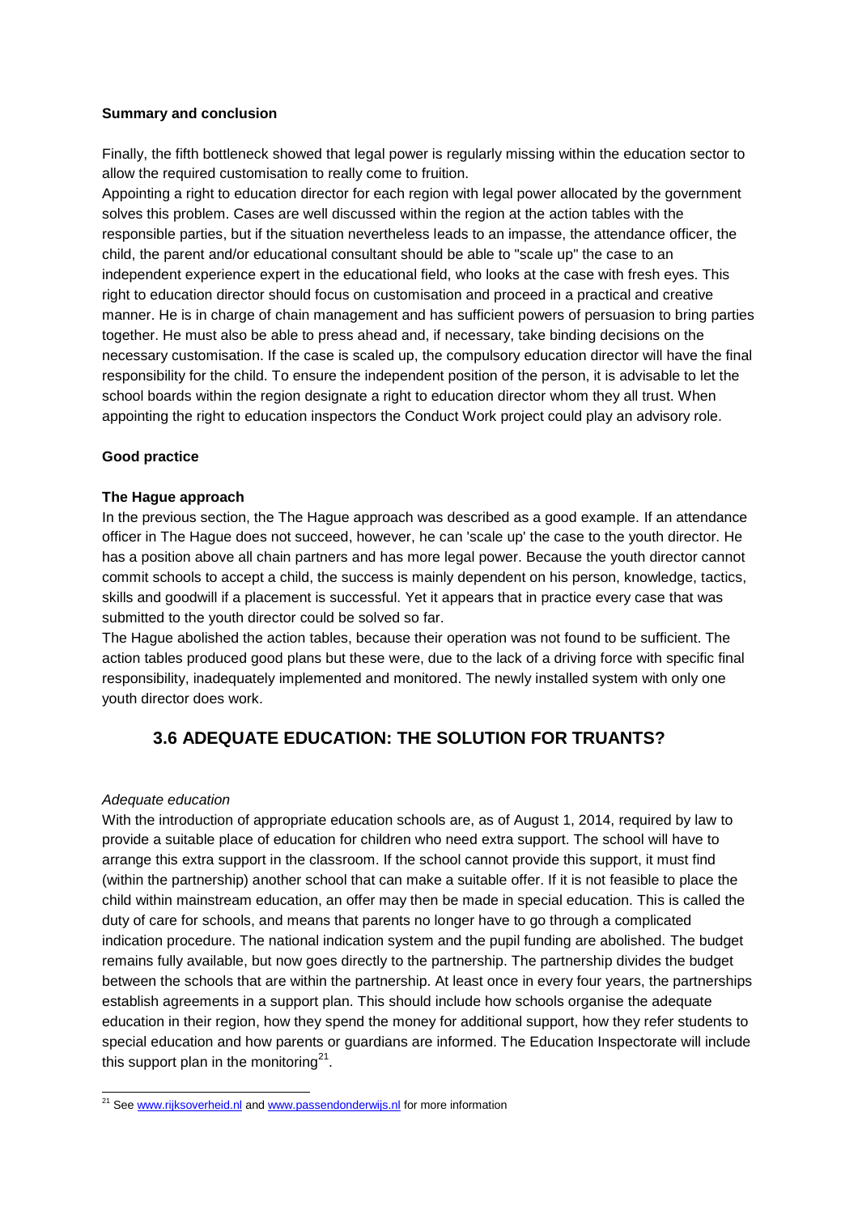**Summary and conclusion**

Finally, the fifth bottleneck showed that legal power is regularly missing within the education sector to allow the required customisation to really come to fruition.

Appointing a right to education director for each region with legal power allocated by the government solves this problem. Cases are well discussed within the region at the action tables with the responsible parties, but if the situation nevertheless leads to an impasse, the attendance officer, the child, the parent and/or educational consultant should be able to "scale up" the case to an independent experience expert in the educational field, who looks at the case with fresh eyes. This right to education director should focus on customisation and proceed in a practical and creative manner. He is in charge of chain management and has sufficient powers of persuasion to bring parties together. He must also be able to press ahead and, if necessary, take binding decisions on the necessary customisation. If the case is scaled up, the compulsory education director will have the final responsibility for the child. To ensure the independent position of the person, it is advisable to let the school boards within the region designate a right to education director whom they all trust. When appointing the right to education inspectors the Conduct Work project could play an advisory role.

**Good practice**

**The Hague approach**

In the previous section, the The Hague approach was described as a good example. If an attendance officer in The Hague does not succeed, however, he can 'scale up' the case to the youth director. He has a position above all chain partners and has more legal power. Because the youth director cannot commit schools to accept a child, the success is mainly dependent on his person, knowledge, tactics, skills and goodwill if a placement is successful. Yet it appears that in practice every case that was submitted to the youth director could be solved so far.

The Hague abolished the action tables, because their operation was not found to be sufficient. The action tables produced good plans but these were, due to the lack of a driving force with specific final responsibility, inadequately implemented and monitored. The newly installed system with only one youth director does work.

## 3.6 ADEQUATE EDUCATION: THE SOLUTION FOR TRUANTS?

*Adequate education*

With the introduction of appropriate education schools are, as of August 1, 2014, required by law to provide a suitable place of education for children who need extra support. The school will have to arrange this extra support in the classroom. If the school cannot provide this support, it must find (within the partnership) another school that can make a suitable offer. If it is not feasible to place the child within mainstream education, an offer may then be made in special education. This is called the duty of care for schools, and means that parents no longer have to go through a complicated indication procedure. The national indication system and the pupil funding are abolished. The budget remains fully available, but now goes directly to the partnership. The partnership divides the budget between the schools that are within the partnership. At least once in every four years, the partnerships establish agreements in a support plan. This should include how schools organise the adequate education in their region, how they spend the money for additional support, how they refer students to special education and how parents or guardians are informed. The Education Inspectorate will include this support plan in the monitoring[21].

[21] See www.rijksoverheid.nl and www.passendonderwijs.nl for more information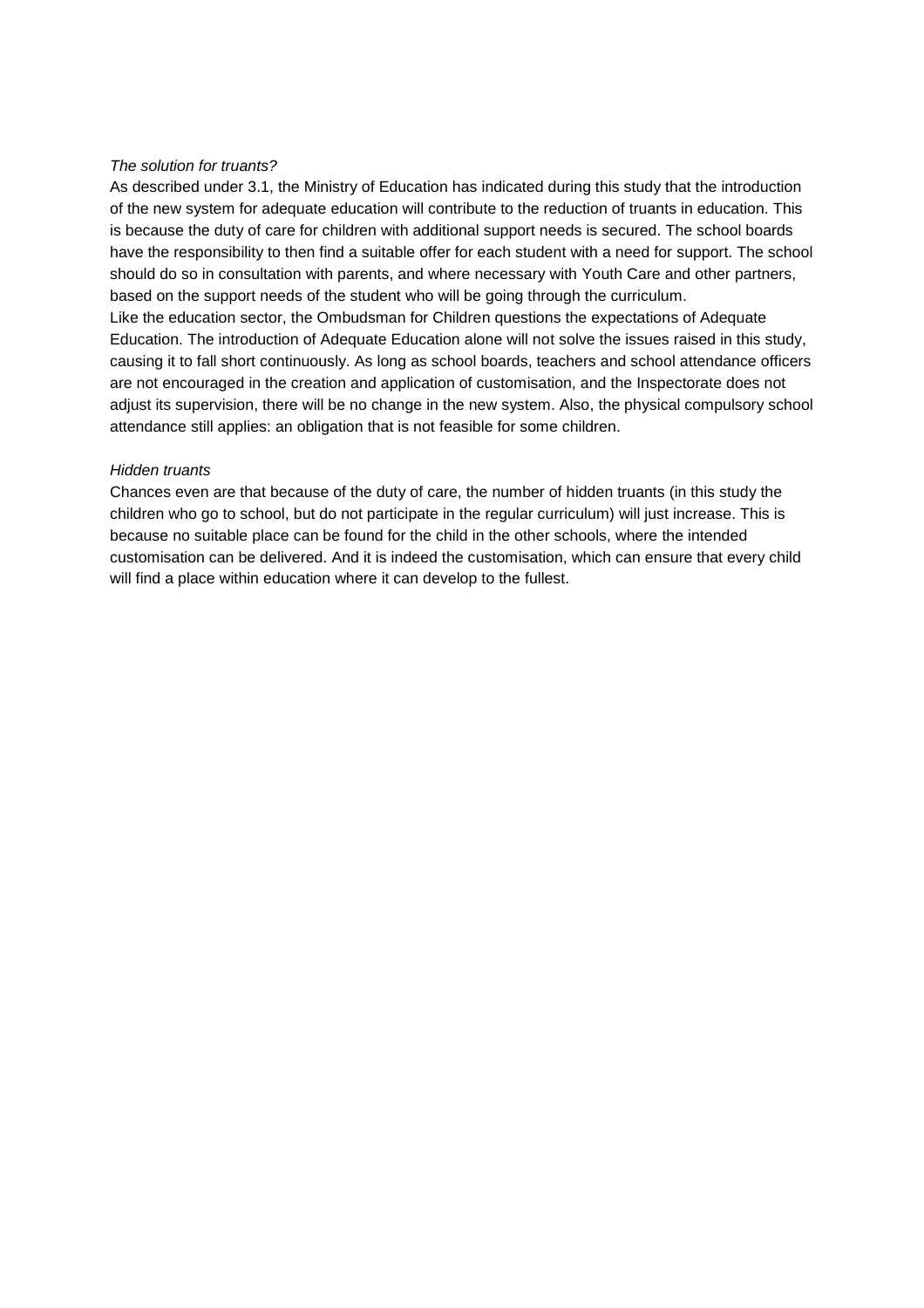*The solution for truants?*

As described under 3.1, the Ministry of Education has indicated during this study that the introduction of the new system for adequate education will contribute to the reduction of truants in education. This is because the duty of care for children with additional support needs is secured. The school boards have the responsibility to then find a suitable offer for each student with a need for support. The school should do so in consultation with parents, and where necessary with Youth Care and other partners, based on the support needs of the student who will be going through the curriculum.

Like the education sector, the Ombudsman for Children questions the expectations of Adequate Education. The introduction of Adequate Education alone will not solve the issues raised in this study, causing it to fall short continuously. As long as school boards, teachers and school attendance officers are not encouraged in the creation and application of customisation, and the Inspectorate does not adjust its supervision, there will be no change in the new system. Also, the physical compulsory school attendance still applies: an obligation that is not feasible for some children.

*Hidden truants*

Chances even are that because of the duty of care, the number of hidden truants (in this study the children who go to school, but do not participate in the regular curriculum) will just increase. This is because no suitable place can be found for the child in the other schools, where the intended customisation can be delivered. And it is indeed the customisation, which can ensure that every child will find a place within education where it can develop to the fullest.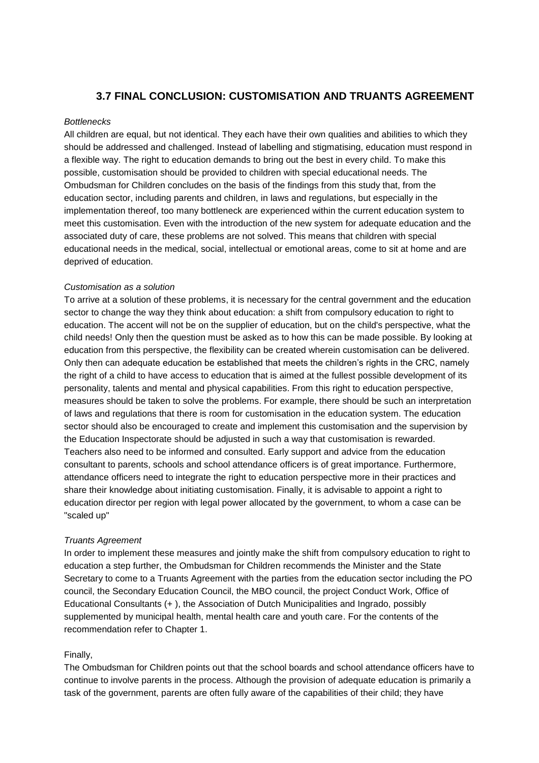## 3.7 FINAL CONCLUSION: CUSTOMISATION AND TRUANTS AGREEMENT

*Bottlenecks*

All children are equal, but not identical. They each have their own qualities and abilities to which they should be addressed and challenged. Instead of labelling and stigmatising, education must respond in a flexible way. The right to education demands to bring out the best in every child. To make this possible, customisation should be provided to children with special educational needs. The Ombudsman for Children concludes on the basis of the findings from this study that, from the education sector, including parents and children, in laws and regulations, but especially in the implementation thereof, too many bottleneck are experienced within the current education system to meet this customisation. Even with the introduction of the new system for adequate education and the associated duty of care, these problems are not solved. This means that children with special educational needs in the medical, social, intellectual or emotional areas, come to sit at home and are deprived of education.

*Customisation as a solution*

To arrive at a solution of these problems, it is necessary for the central government and the education sector to change the way they think about education: a shift from compulsory education to right to education. The accent will not be on the supplier of education, but on the child's perspective, what the child needs! Only then the question must be asked as to how this can be made possible. By looking at education from this perspective, the flexibility can be created wherein customisation can be delivered. Only then can adequate education be established that meets the children's rights in the CRC, namely the right of a child to have access to education that is aimed at the fullest possible development of its personality, talents and mental and physical capabilities. From this right to education perspective, measures should be taken to solve the problems. For example, there should be such an interpretation of laws and regulations that there is room for customisation in the education system. The education sector should also be encouraged to create and implement this customisation and the supervision by the Education Inspectorate should be adjusted in such a way that customisation is rewarded. Teachers also need to be informed and consulted. Early support and advice from the education consultant to parents, schools and school attendance officers is of great importance. Furthermore, attendance officers need to integrate the right to education perspective more in their practices and share their knowledge about initiating customisation. Finally, it is advisable to appoint a right to education director per region with legal power allocated by the government, to whom a case can be "scaled up"

*Truants Agreement*

In order to implement these measures and jointly make the shift from compulsory education to right to education a step further, the Ombudsman for Children recommends the Minister and the State Secretary to come to a Truants Agreement with the parties from the education sector including the PO council, the Secondary Education Council, the MBO council, the project Conduct Work, Office of Educational Consultants (+ ), the Association of Dutch Municipalities and Ingrado, possibly supplemented by municipal health, mental health care and youth care. For the contents of the recommendation refer to Chapter 1.

Finally,

The Ombudsman for Children points out that the school boards and school attendance officers have to continue to involve parents in the process. Although the provision of adequate education is primarily a task of the government, parents are often fully aware of the capabilities of their child; they have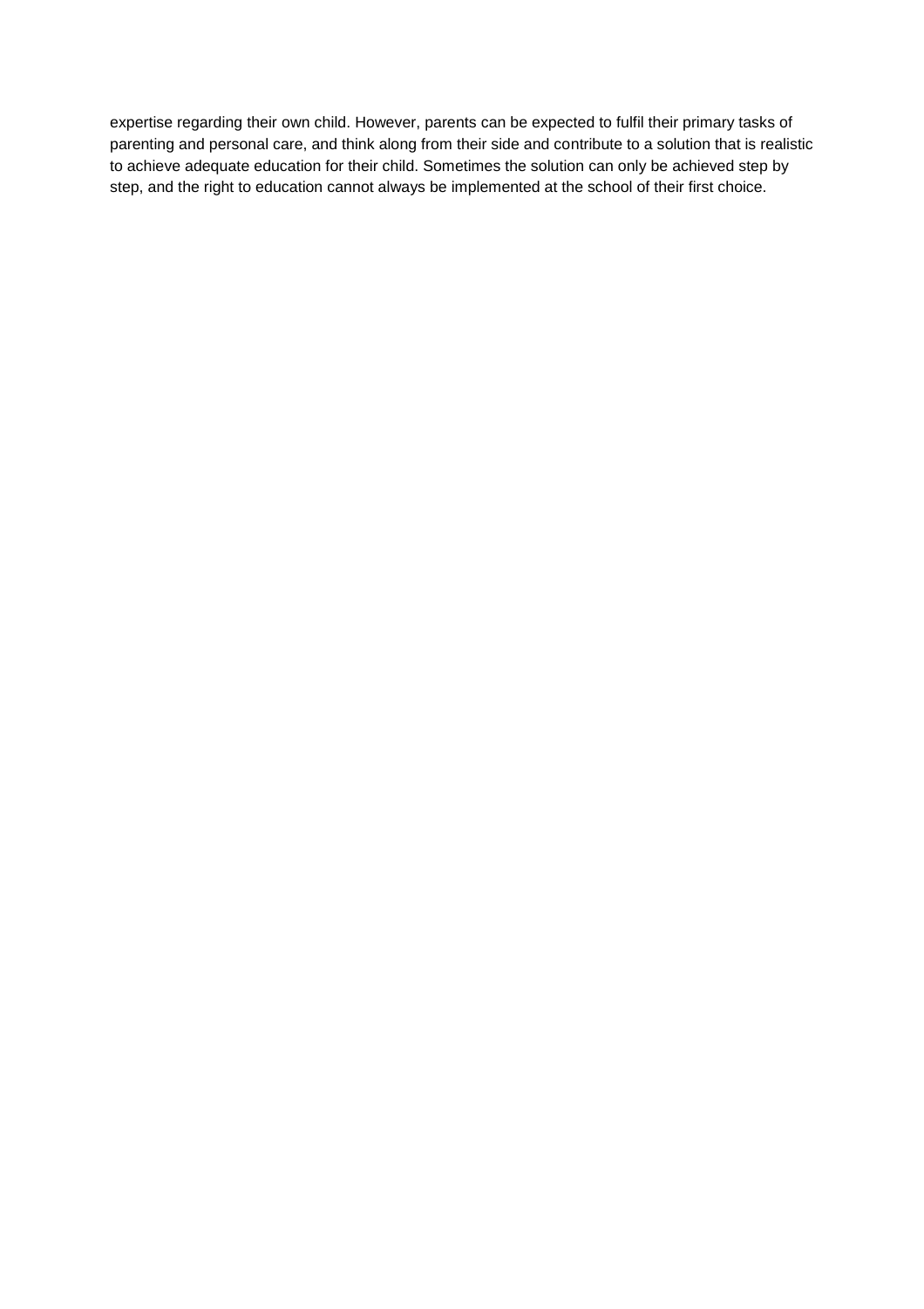expertise regarding their own child. However, parents can be expected to fulfil their primary tasks of parenting and personal care, and think along from their side and contribute to a solution that is realistic to achieve adequate education for their child. Sometimes the solution can only be achieved step by step, and the right to education cannot always be implemented at the school of their first choice.